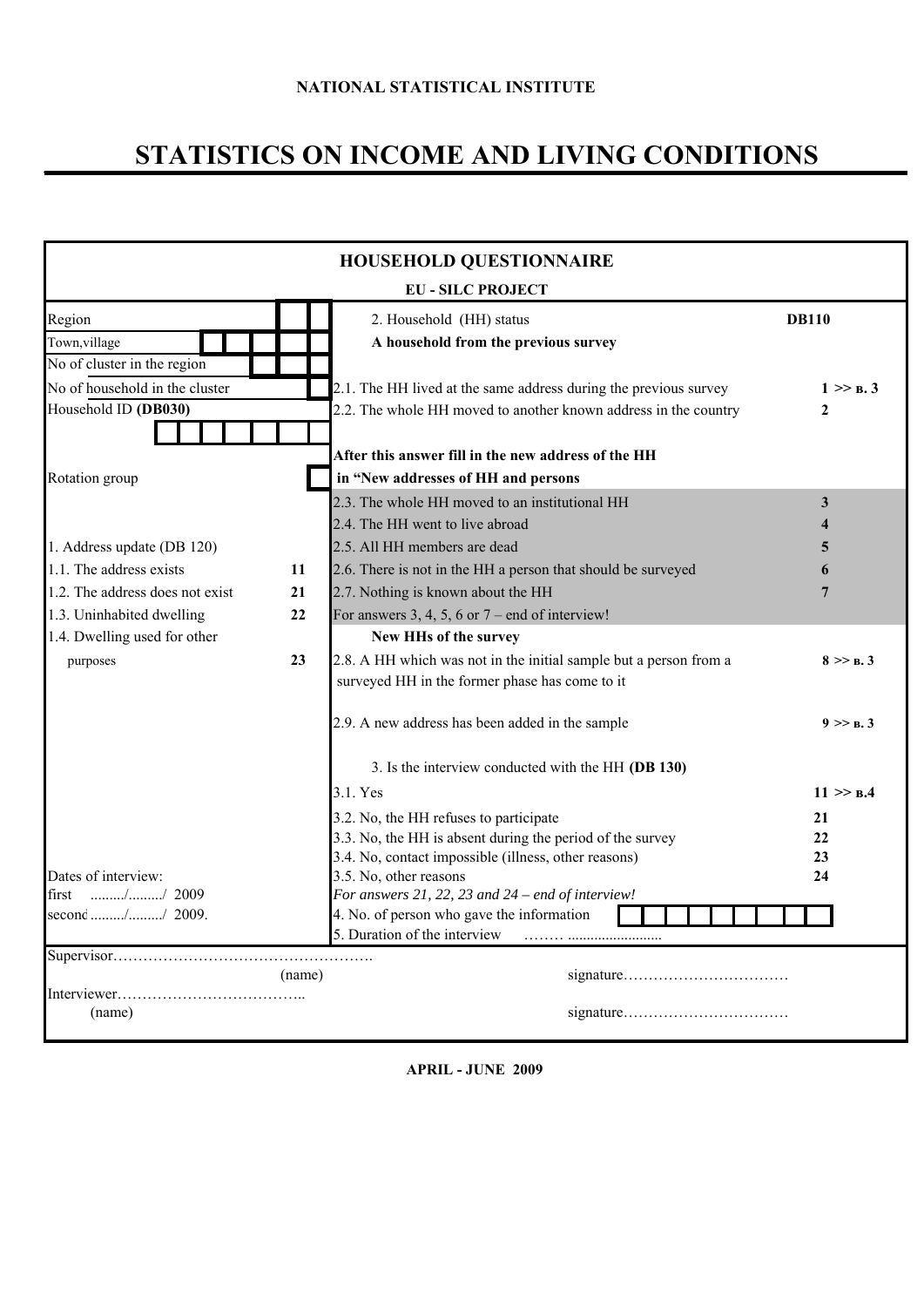**NATIONAL STATISTICAL INSTITUTE**

# STATISTICS ON INCOME AND LIVING CONDITIONS

## HOUSEHOLD QUESTIONNAIRE

**EU - SILC PROJECT**

Region

Town,village

No of cluster in the region

No of household in the cluster

Household ID **(DB030)**

Rotation group

1. Address update (DB 120)

| | |
|---|---|
| 1.1. The address exists | 11 |
| 1.2. The address does not exist | 21 |
| 1.3. Uninhabited dwelling | 22 |
| 1.4. Dwelling used for other purposes | 23 |

Dates of interview:

first ........./........./ 2009

second ........./........./ 2009.

2. Household (HH) status **DB110**

**A household from the previous survey**

| | |
|---|---|
| 2.1. The HH lived at the same address during the previous survey | 1 >> в. 3 |
| 2.2. The whole HH moved to another known address in the country | 2 |

**After this answer fill in the new address of the HH in "New addresses of HH and persons**

| | |
|---|---|
| 2.3. The whole HH moved to an institutional HH | 3 |
| 2.4. The HH went to live abroad | 4 |
| 2.5. All HH members are dead | 5 |
| 2.6. There is not in the HH a person that should be surveyed | 6 |
| 2.7. Nothing is known about the HH | 7 |

For answers 3, 4, 5, 6 or 7 – end of interview!

**New HHs of the survey**

| | |
|---|---|
| 2.8. A HH which was not in the initial sample but a person from a surveyed HH in the former phase has come to it | 8 >> в. 3 |
| 2.9. A new address has been added in the sample | 9 >> в. 3 |

3. Is the interview conducted with the HH **(DB 130)**

| | |
|---|---|
| 3.1. Yes | 11 >> в.4 |
| 3.2. No, the HH refuses to participate | 21 |
| 3.3. No, the HH is absent during the period of the survey | 22 |
| 3.4. No, contact impossible (illness, other reasons) | 23 |
| 3.5. No, other reasons | 24 |

*For answers 21, 22, 23 and 24 – end of interview!*

4. No. of person who gave the information

5. Duration of the interview ……… .........................

Supervisor…………………………………………….
(name) signature……………………………

Interviewer………………………………..
(name) signature……………………………

**APRIL - JUNE 2009**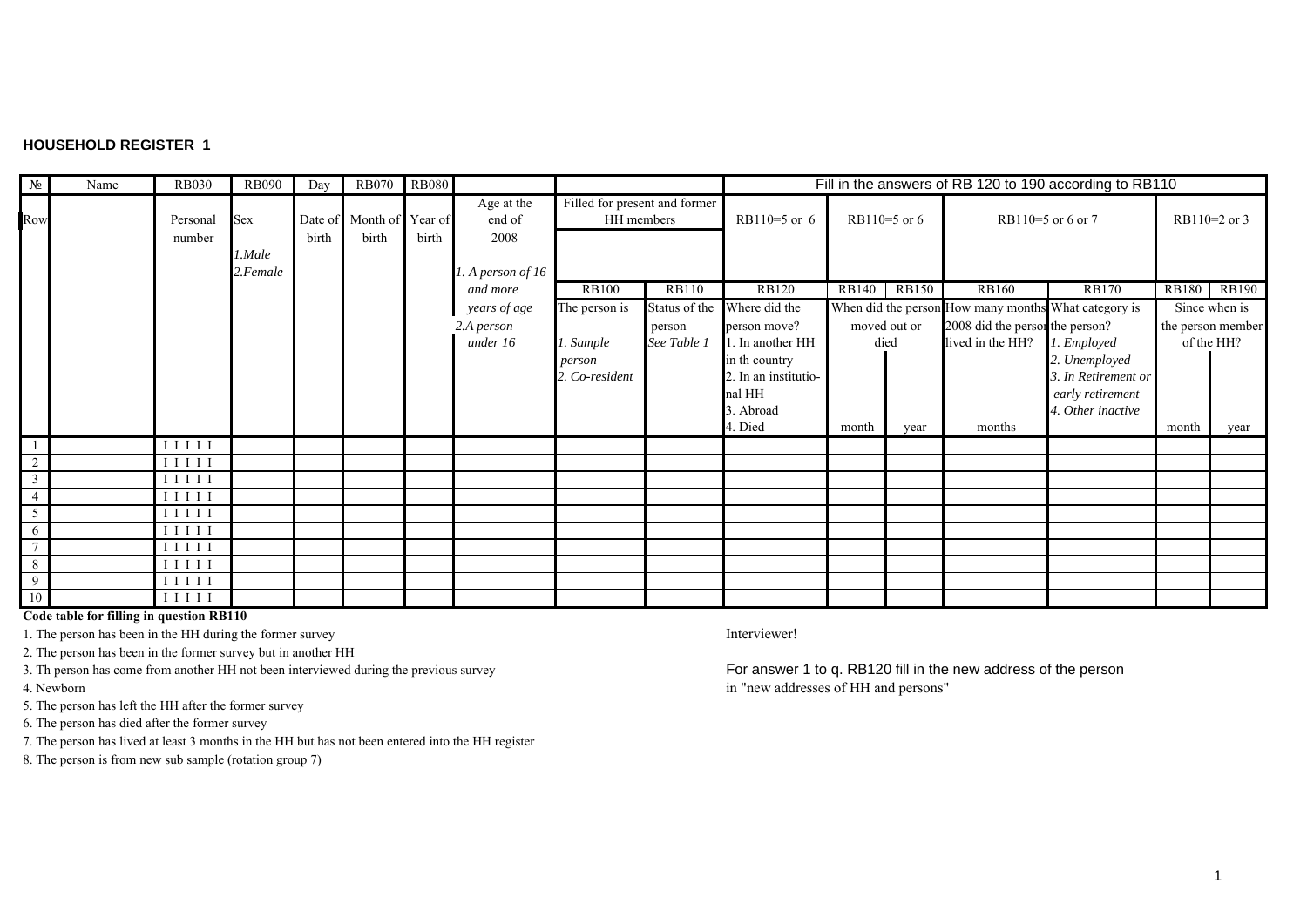**HOUSEHOLD REGISTER 1**

| № | Name | RB030 | RB090 | Day | RB070 | RB080 | | | | Fill in the answers of RB 120 to 190 according to RB110 | | | | | | |
|---|---|---|---|---|---|---|---|---|---|---|---|---|---|---|---|---|
| Row | | Personal number | Sex<br>*1.Male*<br>*2.Female* | Date of birth | Month of birth | Year of birth | Age at the end of 2008<br>*1. A person of 16 and more years of age*<br>*2.A person under 16* | Filled for present and former HH members | | RB110=5 or 6 | RB110=5 or 6 | | RB110=5 or 6 or 7 | | RB110=2 or 3 | |
| | | | | | | | | RB100 | RB110 | RB120 | RB140 | RB150 | RB160 | RB170 | RB180 | RB190 |
| | | | | | | | | The person is<br>*1. Sample person*<br>*2. Co-resident* | Status of the person<br>*See Table 1* | Where did the person move?<br>1. In another HH in th country<br>2. In an institutional HH<br>3. Abroad<br>4. Died | When did the person moved out or died | | How many months 2008 did the person lived in the HH? | What category is the person?<br>*1. Employed*<br>*2. Unemployed*<br>*3. In Retirement or early retirement*<br>*4. Other inactive* | Since when is the person member of the HH? | |
| | | | | | | | | | | | month | year | months | | month | year |
| 1 | | I I I I I | | | | | | | | | | | | | | |
| 2 | | I I I I I | | | | | | | | | | | | | | |
| 3 | | I I I I I | | | | | | | | | | | | | | |
| 4 | | I I I I I | | | | | | | | | | | | | | |
| 5 | | I I I I I | | | | | | | | | | | | | | |
| 6 | | I I I I I | | | | | | | | | | | | | | |
| 7 | | I I I I I | | | | | | | | | | | | | | |
| 8 | | I I I I I | | | | | | | | | | | | | | |
| 9 | | I I I I I | | | | | | | | | | | | | | |
| 10 | | I I I I I | | | | | | | | | | | | | | |

**Code table for filling in question RB110**

1. The person has been in the HH during the former survey
2. The person has been in the former survey but in another HH
3. Th person has come from another HH not been interviewed during the previous survey
4. Newborn
5. The person has left the HH after the former survey
6. The person has died after the former survey
7. The person has lived at least 3 months in the HH but has not been entered into the HH register
8. The person is from new sub sample (rotation group 7)

Interviewer!

For answer 1 to q. RB120 fill in the new address of the person in "new addresses of HH and persons"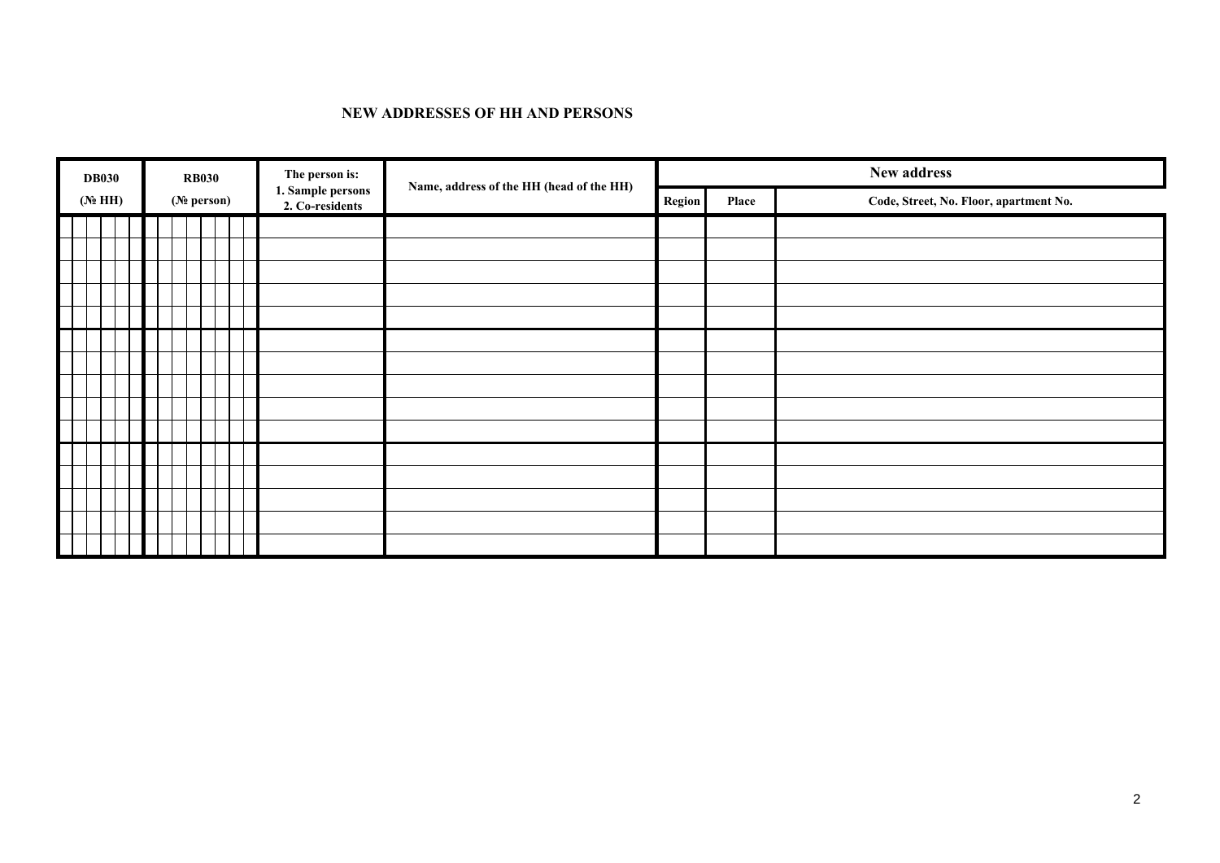**NEW ADDRESSES OF HH AND PERSONS**

| DB030 (№ HH) | RB030 (№ person) | The person is: 1. Sample persons 2. Co-residents | Name, address of the HH (head of the HH) | New address | | |
|---|---|---|---|---|---|---|
| | | | | Region | Place | Code, Street, No. Floor, apartment No. |
| | | | | | | |
| | | | | | | |
| | | | | | | |
| | | | | | | |
| | | | | | | |
| | | | | | | |
| | | | | | | |
| | | | | | | |
| | | | | | | |
| | | | | | | |
| | | | | | | |
| | | | | | | |
| | | | | | | |
| | | | | | | |
| | | | | | | |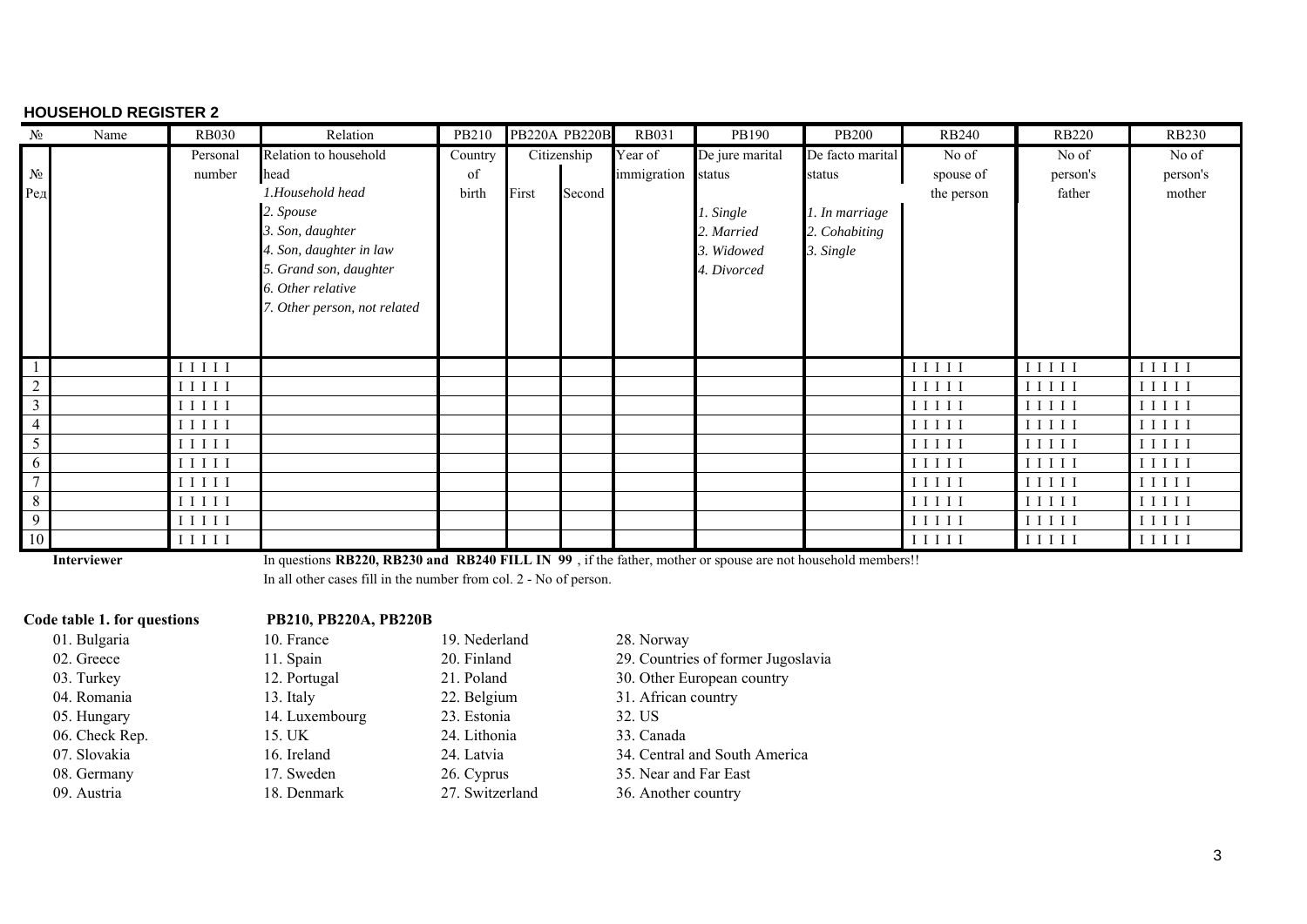**HOUSEHOLD REGISTER 2**

| № | Name | RB030 | Relation | PB210 | PB220A | PB220B | RB031 | PB190 | PB200 | RB240 | RB220 | RB230 |
|---|---|---|---|---|---|---|---|---|---|---|---|---|
| № Ред | | Personal number | Relation to household head<br>*1.Household head*<br>*2. Spouse*<br>*3. Son, daughter*<br>*4. Son, daughter in law*<br>*5. Grand son, daughter*<br>*6. Other relative*<br>*7. Other person, not related* | Country of birth | Citizenship<br>First | Second | Year of immigration | De jure marital status<br>*1. Single*<br>*2. Married*<br>*3. Widowed*<br>*4. Divorced* | De facto marital status<br>*1. In marriage*<br>*2. Cohabiting*<br>*3. Single* | No of spouse of the person | No of person's father | No of person's mother |
| 1 | | I I I I I | | | | | | | | I I I I I | I I I I I | I I I I I |
| 2 | | I I I I I | | | | | | | | I I I I I | I I I I I | I I I I I |
| 3 | | I I I I I | | | | | | | | I I I I I | I I I I I | I I I I I |
| 4 | | I I I I I | | | | | | | | I I I I I | I I I I I | I I I I I |
| 5 | | I I I I I | | | | | | | | I I I I I | I I I I I | I I I I I |
| 6 | | I I I I I | | | | | | | | I I I I I | I I I I I | I I I I I |
| 7 | | I I I I I | | | | | | | | I I I I I | I I I I I | I I I I I |
| 8 | | I I I I I | | | | | | | | I I I I I | I I I I I | I I I I I |
| 9 | | I I I I I | | | | | | | | I I I I I | I I I I I | I I I I I |
| 10 | | I I I I I | | | | | | | | I I I I I | I I I I I | I I I I I |

**Interviewer**

In questions **RB220, RB230 and RB240 FILL IN 99** , if the father, mother or spouse are not household members!!

In all other cases fill in the number from col. 2 - No of person.

**Code table 1. for questions PB210, PB220A, PB220B**

01. Bulgaria
02. Greece
03. Turkey
04. Romania
05. Hungary
06. Check Rep.
07. Slovakia
08. Germany
09. Austria
10. France
11. Spain
12. Portugal
13. Italy
14. Luxembourg
15. UK
16. Ireland
17. Sweden
18. Denmark
19. Nederland
20. Finland
21. Poland
22. Belgium
23. Estonia
24. Lithonia
24. Latvia
26. Cyprus
27. Switzerland
28. Norway
29. Countries of former Jugoslavia
30. Other European country
31. African country
32. US
33. Canada
34. Central and South America
35. Near and Far East
36. Another country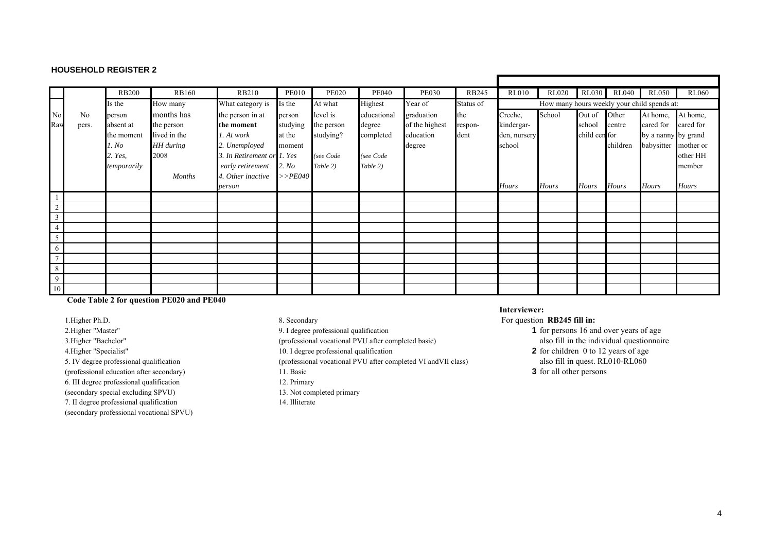**HOUSEHOLD REGISTER 2**

| | | RB200 | RB160 | RB210 | PE010 | PE020 | PE040 | PE030 | RB245 | RL010 | RL020 | RL030 | RL040 | RL050 | RL060 |
|---|---|---|---|---|---|---|---|---|---|---|---|---|---|---|---|
| | | | | | | | | | | How many hours weekly your child spends at: | | | | | |
| No Raw | No pers. | Is the person absent at the moment *1. No* *2. Yes, temporarily* | How many months has the person lived in the *HH during* 2008 *Months* | What category is the person in at **the moment** *1. At work* *2. Unemployed* *3. In Retirement or early retirement* *4. Other inactive person* | Is the person studying at the moment *1. Yes* *2. No* *>>PE040* | At what level is the person studying? *(see Code Table 2)* | Highest educational degree completed *(see Code Table 2)* | Year of graduation of the highest education degree | Status of the respon- dent | Creche, kindergar- den, nursery school *Hours* | School *Hours* | Out of school child cen *Hours* | Other centre for children *Hours* | At home, cared for by a nanny babysitter *Hours* | At home, cared for by grand mother or other HH member *Hours* |
| 1 | | | | | | | | | | | | | | | |
| 2 | | | | | | | | | | | | | | | |
| 3 | | | | | | | | | | | | | | | |
| 4 | | | | | | | | | | | | | | | |
| 5 | | | | | | | | | | | | | | | |
| 6 | | | | | | | | | | | | | | | |
| 7 | | | | | | | | | | | | | | | |
| 8 | | | | | | | | | | | | | | | |
| 9 | | | | | | | | | | | | | | | |
| 10 | | | | | | | | | | | | | | | |

**Code Table 2 for question PE020 and PE040**

1.Higher Ph.D.
2.Higher "Master"
3.Higher "Bachelor"
4.Higher "Specialist"
5. IV degree professional qualification
(professional education after secondary)
6. III degree professional qualification
(secondary special excluding SPVU)
7. II degree professional qualification
(secondary professional vocational SPVU)
8. Secondary
9. I degree professional qualification
(professional vocational PVU after completed basic)
10. I degree professional qualification
(professional vocational PVU after completed VI andVII class)
11. Basic
12. Primary
13. Not completed primary
14. Illiterate

**Interviewer:**
For question **RB245 fill in:**

**1** for persons 16 and over years of age
also fill in the individual questionnaire
**2** for children 0 to 12 years of age
also fill in quest. RL010-RL060
**3** for all other persons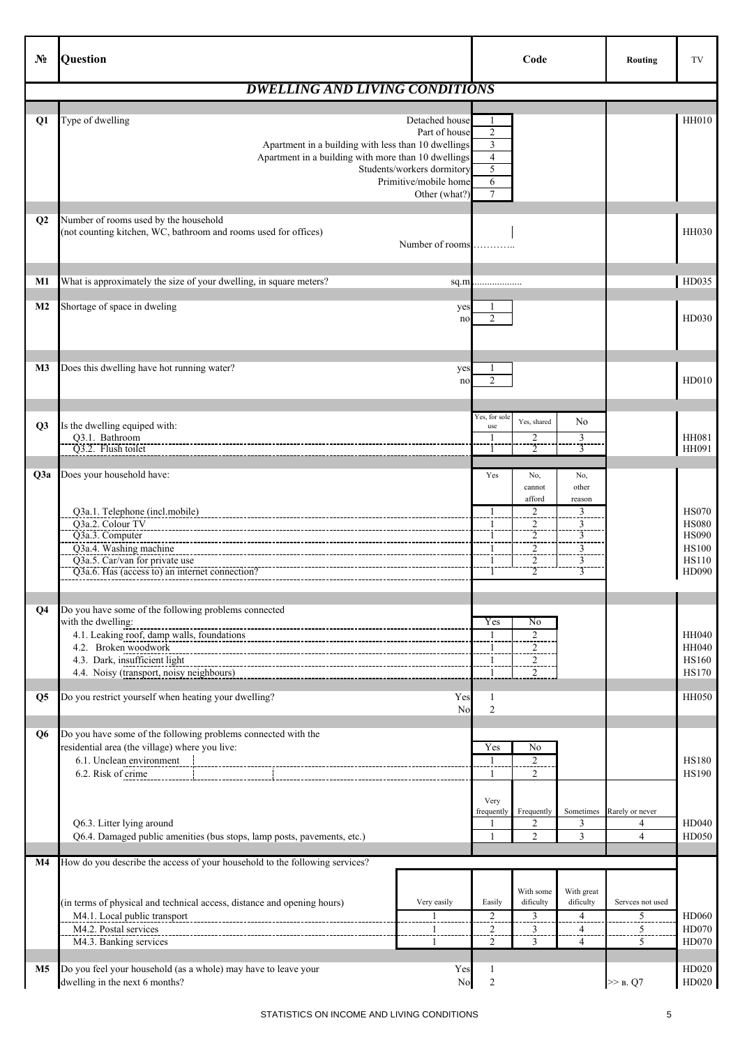| № | Question | Code | | | | Routing | TV |
|---|---|---|---|---|---|---|---|
| | ***DWELLING AND LIVING CONDITIONS*** | | | | | | |
| **Q1** | Type of dwelling — Detached house | 1 | | | | | HH010 |
| | Part of house | 2 | | | | | |
| | Apartment in a building with less than 10 dwellings | 3 | | | | | |
| | Apartment in a building with more than 10 dwellings | 4 | | | | | |
| | Students/workers dormitory | 5 | | | | | |
| | Primitive/mobile home | 6 | | | | | |
| | Other (what?) | 7 | | | | | |
| **Q2** | Number of rooms used by the household (not counting kitchen, WC, bathroom and rooms used for offices) — Number of rooms ………….. | | | | | | HH030 |
| **M1** | What is approximately the size of your dwelling, in square meters? — sq.m ................... | | | | | | HD035 |
| **M2** | Shortage of space in dweling — yes | 1 | | | | | HD030 |
| | no | 2 | | | | | |
| **M3** | Does this dwelling have hot running water? — yes | 1 | | | | | HD010 |
| | no | 2 | | | | | |
| **Q3** | Is the dwelling equiped with: | Yes, for sole use | Yes, shared | No | | | |
| | Q3.1. Bathroom | 1 | 2 | 3 | | | HH081 |
| | Q3.2. Flush toilet | 1 | 2 | 3 | | | HH091 |
| **Q3a** | Does your household have: | Yes | No, cannot afford | No, other reason | | | |
| | Q3a.1. Telephone (incl.mobile) | 1 | 2 | 3 | | | HS070 |
| | Q3a.2. Colour TV | 1 | 2 | 3 | | | HS080 |
| | Q3a.3. Computer | 1 | 2 | 3 | | | HS090 |
| | Q3a.4. Washing machine | 1 | 2 | 3 | | | HS100 |
| | Q3a.5. Car/van for private use | 1 | 2 | 3 | | | HS110 |
| | Q3a.6. Has (access to) an internet connection? | 1 | 2 | 3 | | | HD090 |
| **Q4** | Do you have some of the following problems connected with the dwelling: | Yes | No | | | | |
| | 4.1. Leaking roof, damp walls, foundations | 1 | 2 | | | | HH040 |
| | 4.2. Broken woodwork | 1 | 2 | | | | HH040 |
| | 4.3. Dark, insufficient light | 1 | 2 | | | | HS160 |
| | 4.4. Noisy (transport, noisy neighbours) | 1 | 2 | | | | HS170 |
| **Q5** | Do you restrict yourself when heating your dwelling? — Yes | 1 | | | | | HH050 |
| | No | 2 | | | | | |
| **Q6** | Do you have some of the following problems connected with the residential area (the village) where you live: | Yes | No | | | | |
| | 6.1. Unclean environment | 1 | 2 | | | | HS180 |
| | 6.2. Risk of crime | 1 | 2 | | | | HS190 |
| | | Very frequently | Frequently | Sometimes | Rarely or never | | |
| | Q6.3. Litter lying around | 1 | 2 | 3 | 4 | | HD040 |
| | Q6.4. Damaged public amenities (bus stops, lamp posts, pavements, etc.) | 1 | 2 | 3 | 4 | | HD050 |
| **M4** | How do you describe the access of your household to the following services? (in terms of physical and technical access, distance and opening hours) — Very easily | Easily | With some dificulty | With great dificulty | Servces not used | | |
| | M4.1. Local public transport — 1 | 2 | 3 | 4 | 5 | | HD060 |
| | M4.2. Postal services — 1 | 2 | 3 | 4 | 5 | | HD070 |
| | M4.3. Banking services — 1 | 2 | 3 | 4 | 5 | | HD070 |
| **M5** | Do you feel your household (as a whole) may have to leave your dwelling in the next 6 months? — Yes | 1 | | | | | HD020 |
| | No | 2 | | | | >> в. Q7 | HD020 |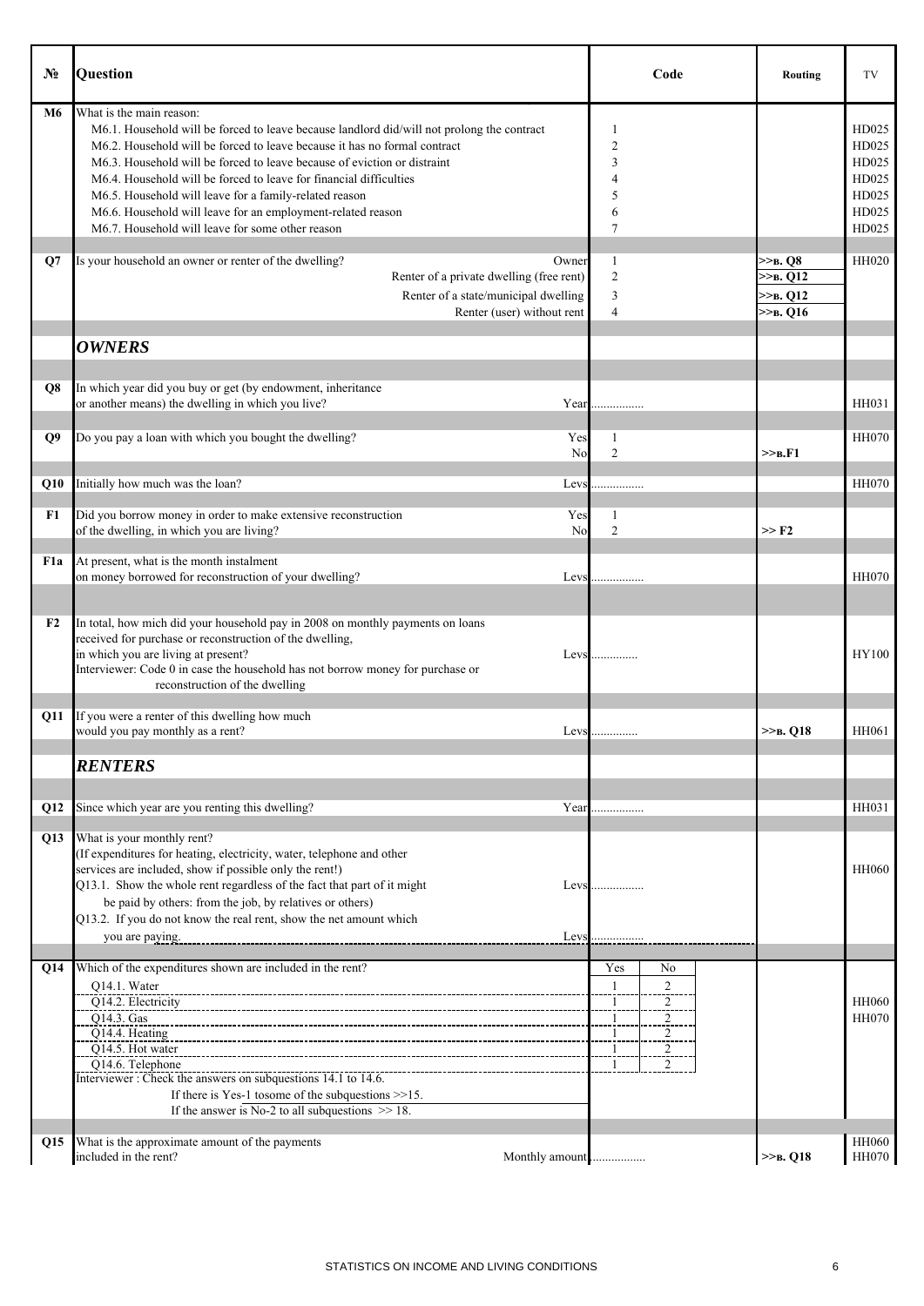| № | Question | Code | | Routing | TV |
|---|---|---|---|---|---|
| **M6** | What is the main reason: | | | | |
| | M6.1. Household will be forced to leave because landlord did/will not prolong the contract | 1 | | | HD025 |
| | M6.2. Household will be forced to leave because it has no formal contract | 2 | | | HD025 |
| | M6.3. Household will be forced to leave because of eviction or distraint | 3 | | | HD025 |
| | M6.4. Household will be forced to leave for financial difficulties | 4 | | | HD025 |
| | M6.5. Household will leave for a family-related reason | 5 | | | HD025 |
| | M6.6. Household will leave for an employment-related reason | 6 | | | HD025 |
| | M6.7. Household will leave for some other reason | 7 | | | HD025 |
| **Q7** | Is your household an owner or renter of the dwelling? Owner | 1 | | **>>в. Q8** | HH020 |
| | Renter of a private dwelling (free rent) | 2 | | **>>в. Q12** | |
| | Renter of a state/municipal dwelling | 3 | | **>>в. Q12** | |
| | Renter (user) without rent | 4 | | **>>в. Q16** | |
| | ***OWNERS*** | | | | |
| **Q8** | In which year did you buy or get (by endowment, inheritance or another means) the dwelling in which you live? Year | ................ | | | HH031 |
| **Q9** | Do you pay a loan with which you bought the dwelling? Yes | 1 | | | HH070 |
| | No | 2 | | **>>в.F1** | |
| **Q10** | Initially how much was the loan? Levs | ................ | | | HH070 |
| **F1** | Did you borrow money in order to make extensive reconstruction of the dwelling, in which you are living? Yes | 1 | | | |
| | No | 2 | | **>> F2** | |
| **F1a** | At present, what is the month instalment on money borrowed for reconstruction of your dwelling? Levs | ................ | | | HH070 |
| **F2** | In total, how mich did your household pay in 2008 on monthly payments on loans received for purchase or reconstruction of the dwelling, in which you are living at present? Levs<br>Interviewer: Code 0 in case the household has not borrow money for purchase or reconstruction of the dwelling | .............. | | | HY100 |
| **Q11** | If you were a renter of this dwelling how much would you pay monthly as a rent? Levs | .............. | | **>>в. Q18** | HH061 |
| | ***RENTERS*** | | | | |
| **Q12** | Since which year are you renting this dwelling? Year | ................ | | | HH031 |
| **Q13** | What is your monthly rent?<br>(If expenditures for heating, electricity, water, telephone and other services are included, show if possible only the rent!)<br>Q13.1. Show the whole rent regardless of the fact that part of it might be paid by others: from the job, by relatives or others) Levs | ................ | | | HH060 |
| | Q13.2. If you do not know the real rent, show the net amount which you are paying. Levs | ................ | | | |
| **Q14** | Which of the expenditures shown are included in the rent? | Yes | No | | |
| | Q14.1. Water | 1 | 2 | | |
| | Q14.2. Electricity | 1 | 2 | | HH060 |
| | Q14.3. Gas | 1 | 2 | | HH070 |
| | Q14.4. Heating | 1 | 2 | | |
| | Q14.5. Hot water | 1 | 2 | | |
| | Q14.6. Telephone | 1 | 2 | | |
| | Interviewer : Check the answers on subquestions 14.1 to 14.6.<br>If there is Yes-1 tosome of the subquestions >>15.<br>If the answer is No-2 to all subquestions >> 18. | | | | |
| **Q15** | What is the approximate amount of the payments included in the rent? Monthly amount | ................ | | **>>в. Q18** | HH060<br>HH070 |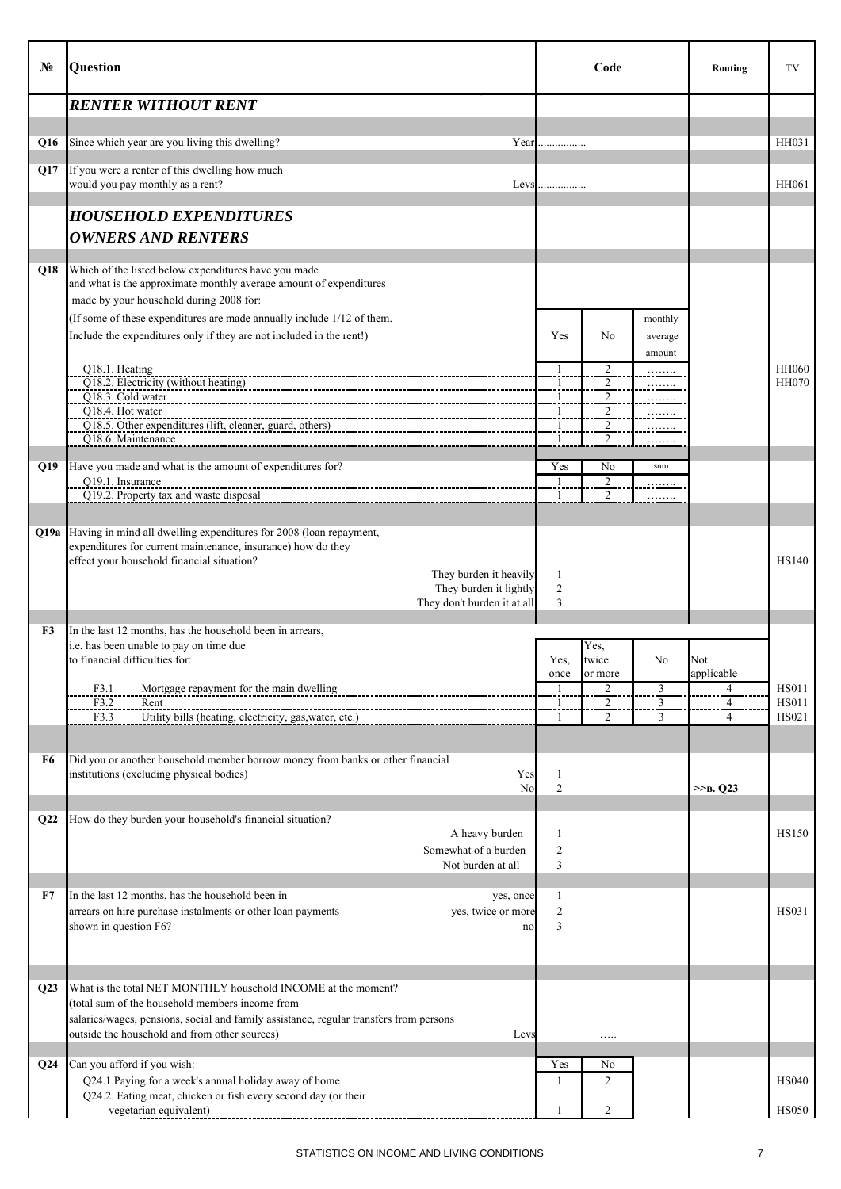| № | Question | Code | | | Routing | TV |
|---|---|---|---|---|---|---|
| | ***RENTER WITHOUT RENT*** | | | | | |
| Q16 | Since which year are you living this dwelling? Year | ................ | | | | HH031 |
| Q17 | If you were a renter of this dwelling how much would you pay monthly as a rent? Levs | ................ | | | | HH061 |
| | ***HOUSEHOLD EXPENDITURES*** ***OWNERS AND RENTERS*** | | | | | |
| Q18 | Which of the listed below expenditures have you made and what is the approximate monthly average amount of expenditures made by your household during 2008 for: (If some of these expenditures are made annually include 1/12 of them. Include the expenditures only if they are not included in the rent!) | Yes | No | monthly average amount | | |
| | Q18.1. Heating | 1 | 2 | …….. | | HH060 |
| | Q18.2. Electricity (without heating) | 1 | 2 | …….. | | HH070 |
| | Q18.3. Cold water | 1 | 2 | …….. | | |
| | Q18.4. Hot water | 1 | 2 | …….. | | |
| | Q18.5. Other expenditures (lift, cleaner, guard, others) | 1 | 2 | …….. | | |
| | Q18.6. Maintenance | 1 | 2 | …….. | | |
| Q19 | Have you made and what is the amount of expenditures for? | Yes | No | sum | | |
| | Q19.1. Insurance | 1 | 2 | …….. | | |
| | Q19.2. Property tax and waste disposal | 1 | 2 | …….. | | |
| Q19a | Having in mind all dwelling expenditures for 2008 (loan repayment, expenditures for current maintenance, insurance) how do they effect your household financial situation? | | | | | HS140 |
| | They burden it heavily | 1 | | | | |
| | They burden it lightly | 2 | | | | |
| | They don't burden it at all | 3 | | | | |
| F3 | In the last 12 months, has the household been in arrears, i.e. has been unable to pay on time due to financial difficulties for: | Yes, once | Yes, twice or more | No | Not applicable | |
| | F3.1 Mortgage repayment for the main dwelling | 1 | 2 | 3 | 4 | HS011 |
| | F3.2 Rent | 1 | 2 | 3 | 4 | HS011 |
| | F3.3 Utility bills (heating, electricity, gas,water, etc.) | 1 | 2 | 3 | 4 | HS021 |
| F6 | Did you or another household member borrow money from banks or other financial institutions (excluding physical bodies) | | | | | |
| | Yes | 1 | | | | |
| | No | 2 | | | >>в. Q23 | |
| Q22 | How do they burden your household's financial situation? | | | | | HS150 |
| | A heavy burden | 1 | | | | |
| | Somewhat of a burden | 2 | | | | |
| | Not burden at all | 3 | | | | |
| F7 | In the last 12 months, has the household been in arrears on hire purchase instalments or other loan payments shown in question F6? | | | | | HS031 |
| | yes, once | 1 | | | | |
| | yes, twice or more | 2 | | | | |
| | no | 3 | | | | |
| Q23 | What is the total NET MONTHLY household INCOME at the moment? (total sum of the household members income from salaries/wages, pensions, social and family assistance, regular transfers from persons outside the household and from other sources) Levs | | ….. | | | |
| Q24 | Can you afford if you wish: | Yes | No | | | |
| | Q24.1.Paying for a week's annual holiday away of home | 1 | 2 | | | HS040 |
| | Q24.2. Eating meat, chicken or fish every second day (or their vegetarian equivalent) | 1 | 2 | | | HS050 |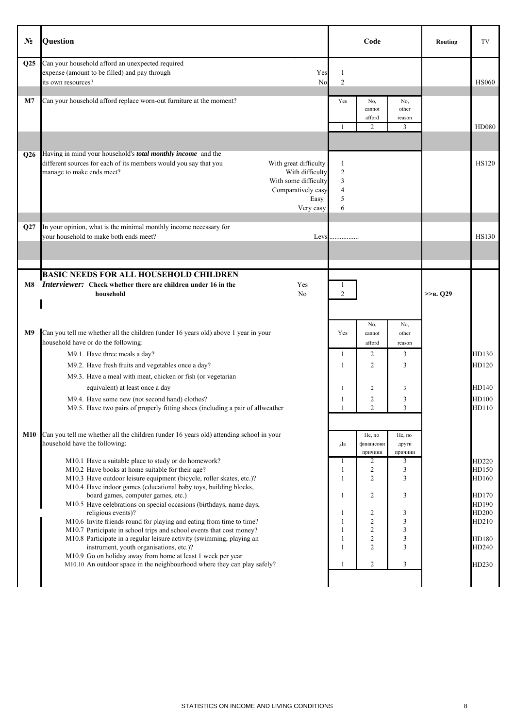| № | Question | | Code | | | Routing | TV |
|---|---|---|---|---|---|---|---|
| Q25 | Can your household afford an unexpected required expense (amount to be filled) and pay through its own resources? | Yes | 1 | | | | |
| | | No | 2 | | | | HS060 |
| M7 | Can your household afford replace worn-out furniture at the moment? | | Yes | No, cannot afford | No, other reason | | |
| | | | 1 | 2 | 3 | | HD080 |
| Q26 | Having in mind your household's ***total monthly income*** and the different sources for each of its members would you say that you manage to make ends meet? | With great difficulty | 1 | | | | HS120 |
| | | With difficulty | 2 | | | | |
| | | With some difficulty | 3 | | | | |
| | | Comparatively easy | 4 | | | | |
| | | Easy | 5 | | | | |
| | | Very easy | 6 | | | | |
| Q27 | In your opinion, what is the minimal monthly income necessary for your household to make both ends meet? | Levs | ................ | | | | HS130 |
| | **BASIC NEEDS FOR ALL HOUSEHOLD CHILDREN** | | | | | | |
| M8 | ***Interviewer:*** **Check whether there are children under 16 in the household** | Yes | 1 | | | | |
| | | No | 2 | | | >>в. Q29 | |
| M9 | Can you tell me whether all the children (under 16 years old) above 1 year in your household have or do the following: | | Yes | No, cannot afford | No, other reason | | |
| | M9.1. Have three meals a day? | | 1 | 2 | 3 | | HD130 |
| | M9.2. Have fresh fruits and vegetables once a day? | | 1 | 2 | 3 | | HD120 |
| | M9.3. Have a meal with meat, chicken or fish (or vegetarian equivalent) at least once a day | | 1 | 2 | 3 | | HD140 |
| | M9.4. Have some new (not second hand) clothes? | | 1 | 2 | 3 | | HD100 |
| | M9.5. Have two pairs of properly fitting shoes (including a pair of allweather | | 1 | 2 | 3 | | HD110 |
| M10 | Can you tell me whether all the children (under 16 years old) attending school in your household have the following: | | Да | Не, по финансови причини | Не, по други причини | | |
| | M10.1 Have a suitable place to study or do homework? | | 1 | 2 | 3 | | HD220 |
| | M10.2 Have books at home suitable for their age? | | 1 | 2 | 3 | | HD150 |
| | M10.3 Have outdoor leisure equipment (bicycle, roller skates, etc.)? | | 1 | 2 | 3 | | HD160 |
| | M10.4 Have indoor games (educational baby toys, building blocks, board games, computer games, etc.) | | 1 | 2 | 3 | | HD170 |
| | M10.5 Have celebrations on special occasions (birthdays, name days, religious events)? | | 1 | 2 | 3 | | HD190 |
| | M10.6 Invite friends round for playing and eating from time to time? | | 1 | 2 | 3 | | HD200 |
| | M10.7 Participate in school trips and school events that cost money? | | 1 | 2 | 3 | | HD210 |
| | M10.8 Participate in a regular leisure activity (swimming, playing an instrument, youth organisations, etc.)? | | 1 | 2 | 3 | | HD180 |
| | M10.9 Go on holiday away from home at least 1 week per year | | 1 | 2 | 3 | | HD240 |
| | M10.10 An outdoor space in the neighbourhood where they can play safely? | | 1 | 2 | 3 | | HD230 |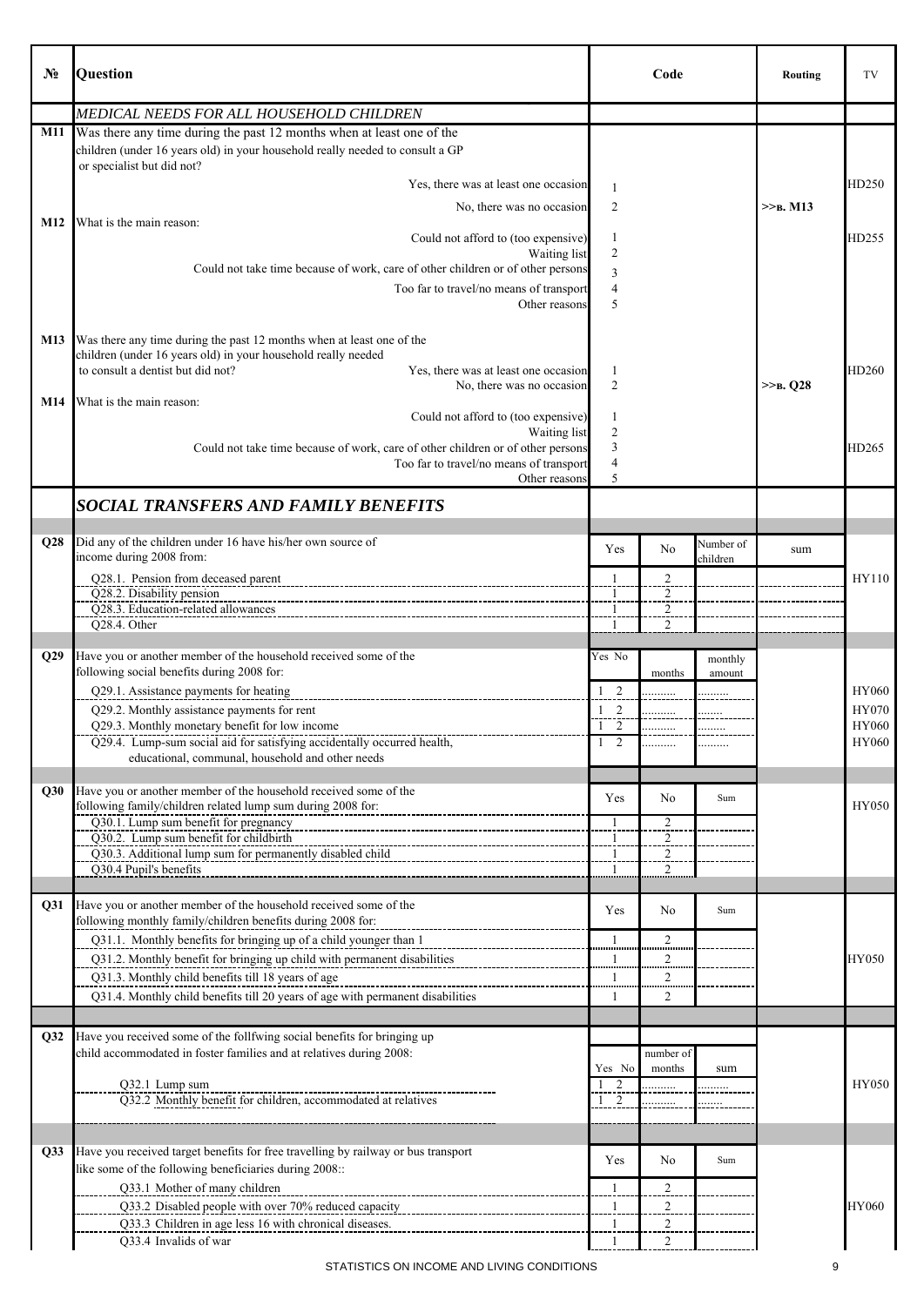| № | Question | Code | | | Routing | TV |
|---|---|---|---|---|---|---|
| | *MEDICAL NEEDS FOR ALL HOUSEHOLD CHILDREN* | | | | | |
| **M11** | Was there any time during the past 12 months when at least one of the children (under 16 years old) in your household really needed to consult a GP or specialist but did not? | | | | | |
| | Yes, there was at least one occasion | 1 | | | | HD250 |
| | No, there was no occasion | 2 | | | >>в. M13 | |
| **M12** | What is the main reason: | | | | | |
| | Could not afford to (too expensive) | 1 | | | | HD255 |
| | Waiting list | 2 | | | | |
| | Could not take time because of work, care of other children or of other persons | 3 | | | | |
| | Too far to travel/no means of transport | 4 | | | | |
| | Other reasons | 5 | | | | |
| **M13** | Was there any time during the past 12 months when at least one of the children (under 16 years old) in your household really needed to consult a dentist but did not? | | | | | |
| | Yes, there was at least one occasion | 1 | | | | HD260 |
| | No, there was no occasion | 2 | | | >>в. Q28 | |
| **M14** | What is the main reason: | | | | | |
| | Could not afford to (too expensive) | 1 | | | | |
| | Waiting list | 2 | | | | |
| | Could not take time because of work, care of other children or of other persons | 3 | | | | HD265 |
| | Too far to travel/no means of transport | 4 | | | | |
| | Other reasons | 5 | | | | |
| | ***SOCIAL TRANSFERS AND FAMILY BENEFITS*** | | | | | |
| **Q28** | Did any of the children under 16 have his/her own source of income during 2008 from: | Yes | No | Number of children | sum | |
| | Q28.1. Pension from deceased parent | 1 | 2 | | | HY110 |
| | Q28.2. Disability pension | 1 | 2 | | | |
| | Q28.3. Education-related allowances | 1 | 2 | | | |
| | Q28.4. Other | 1 | 2 | | | |
| **Q29** | Have you or another member of the household received some of the following social benefits during 2008 for: | Yes No | months | monthly amount | | |
| | Q29.1. Assistance payments for heating | 1 2 | .......... | .......... | | HY060 |
| | Q29.2. Monthly assistance payments for rent | 1 2 | .......... | ........ | | HY070 |
| | Q29.3. Monthly monetary benefit for low income | 1 2 | .......... | ......... | | HY060 |
| | Q29.4. Lump-sum social aid for satisfying accidentally occurred health, educational, communal, household and other needs | 1 2 | .......... | .......... | | HY060 |
| **Q30** | Have you or another member of the household received some of the following family/children related lump sum during 2008 for: | Yes | No | Sum | | HY050 |
| | Q30.1. Lump sum benefit for pregnancy | 1 | 2 | | | |
| | Q30.2. Lump sum benefit for childbirth | 1 | 2 | | | |
| | Q30.3. Additional lump sum for permanently disabled child | 1 | 2 | | | |
| | Q30.4 Pupil's benefits | 1 | 2 | | | |
| **Q31** | Have you or another member of the household received some of the following monthly family/children benefits during 2008 for: | Yes | No | Sum | | |
| | Q31.1. Monthly benefits for bringing up of a child younger than 1 | 1 | 2 | | | |
| | Q31.2. Monthly benefit for bringing up child with permanent disabilities | 1 | 2 | | | HY050 |
| | Q31.3. Monthly child benefits till 18 years of age | 1 | 2 | | | |
| | Q31.4. Monthly child benefits till 20 years of age with permanent disabilities | 1 | 2 | | | |
| **Q32** | Have you received some of the follfwing social benefits for bringing up child accommodated in foster families and at relatives during 2008: | Yes No | number of months | sum | | |
| | Q32.1 Lump sum | 1 2 | .......... | .......... | | HY050 |
| | Q32.2 Monthly benefit for children, accommodated at relatives | 1 2 | .......... | ....... | | |
| **Q33** | Have you received target benefits for free travelling by railway or bus transport like some of the following beneficiaries during 2008:: | Yes | No | Sum | | |
| | Q33.1 Mother of many children | 1 | 2 | | | |
| | Q33.2 Disabled people with over 70% reduced capacity | 1 | 2 | | | HY060 |
| | Q33.3 Children in age less 16 with chronical diseases. | 1 | 2 | | | |
| | Q33.4 Invalids of war | 1 | 2 | | | |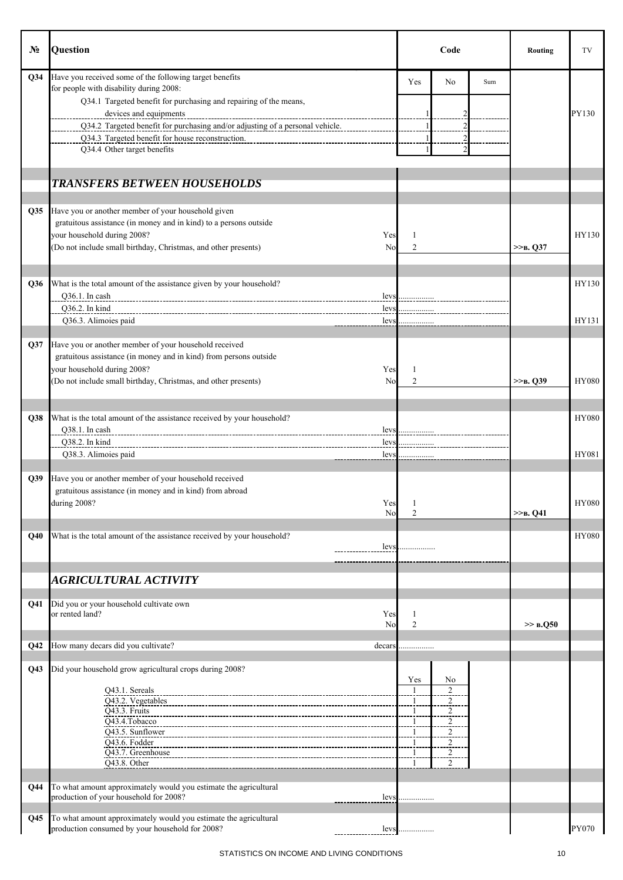| № | Question | Code | | | Routing | TV |
|---|---|---|---|---|---|---|
| Q34 | Have you received some of the following target benefits for people with disability during 2008: | Yes | No | Sum | | |
| | Q34.1 Targeted benefit for purchasing and repairing of the means, devices and equipments | 1 | 2 | | | PY130 |
| | Q34.2 Targeted benefit for purchasing and/or adjusting of a personal vehicle. | 1 | 2 | | | |
| | Q34.3 Targeted benefit for house reconstruction. | 1 | 2 | | | |
| | Q34.4 Other target benefits | 1 | 2 | | | |
| | ***TRANSFERS BETWEEN HOUSEHOLDS*** | | | | | |
| Q35 | Have you or another member of your household given gratuitous assistance (in money and in kind) to a persons outside your household during 2008? Yes | 1 | | | | HY130 |
| | (Do not include small birthday, Christmas, and other presents) No | 2 | | | >>в. Q37 | |
| Q36 | What is the total amount of the assistance given by your household? | | | | | HY130 |
| | Q36.1. In cash levs | ................ | | | | |
| | Q36.2. In kind levs | ................ | | | | |
| | Q36.3. Alimoies paid levs | ................ | | | | HY131 |
| Q37 | Have you or another member of your household received gratuitous assistance (in money and in kind) from persons outside your household during 2008? Yes | 1 | | | | |
| | (Do not include small birthday, Christmas, and other presents) No | 2 | | | >>в. Q39 | HY080 |
| Q38 | What is the total amount of the assistance received by your household? | | | | | HY080 |
| | Q38.1. In cash levs | ................ | | | | |
| | Q38.2. In kind levs | ................ | | | | |
| | Q38.3. Alimoies paid levs | ................ | | | | HY081 |
| Q39 | Have you or another member of your household received gratuitous assistance (in money and in kind) from abroad during 2008? Yes | 1 | | | | HY080 |
| | No | 2 | | | >>в. Q41 | |
| Q40 | What is the total amount of the assistance received by your household? levs | ................ | | | | HY080 |
| | ***AGRICULTURAL ACTIVITY*** | | | | | |
| Q41 | Did you or your household cultivate own or rented land? Yes | 1 | | | | |
| | No | 2 | | | >> в.Q50 | |
| Q42 | How many decars did you cultivate? decars | ................ | | | | |
| Q43 | Did your household grow agricultural crops during 2008? | Yes | No | | | |
| | Q43.1. Sereals | 1 | 2 | | | |
| | Q43.2. Vegetables | 1 | 2 | | | |
| | Q43.3. Fruits | 1 | 2 | | | |
| | Q43.4.Tobacco | 1 | 2 | | | |
| | Q43.5. Sunflower | 1 | 2 | | | |
| | Q43.6. Fodder | 1 | 2 | | | |
| | Q43.7. Greenhouse | 1 | 2 | | | |
| | Q43.8. Other | 1 | 2 | | | |
| Q44 | To what amount approximately would you estimate the agricultural production of your household for 2008? levs | ................ | | | | |
| Q45 | To what amount approximately would you estimate the agricultural production consumed by your household for 2008? levs | ................ | | | | PY070 |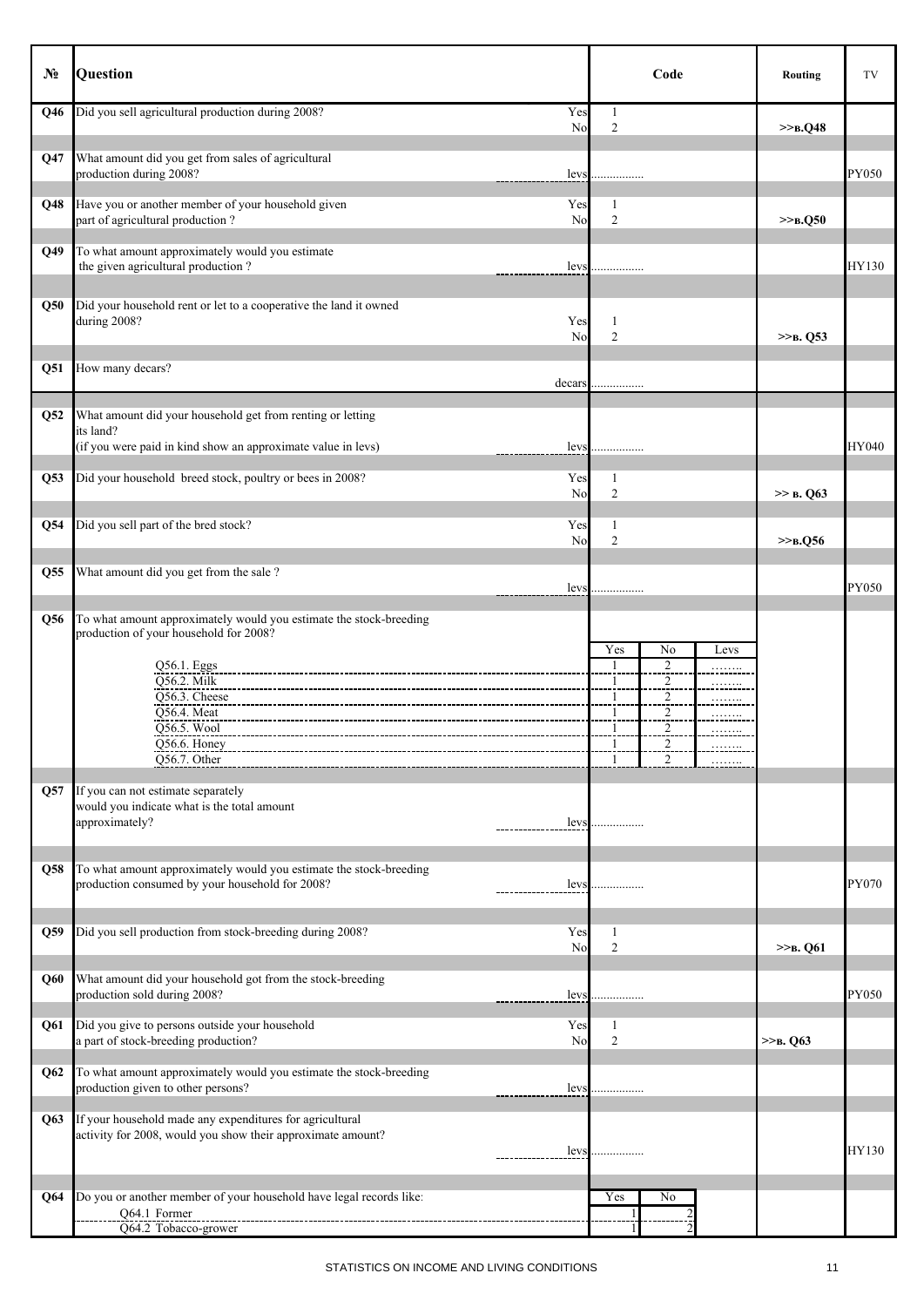| № | Question | | Code | | | Routing | TV |
|---|---|---|---|---|---|---|---|
| **Q46** | Did you sell agricultural production during 2008? | Yes | 1 | | | | |
| | | No | 2 | | | >>в.Q48 | |
| **Q47** | What amount did you get from sales of agricultural production during 2008? | levs | ................ | | | | PY050 |
| **Q48** | Have you or another member of your household given part of agricultural production ? | Yes | 1 | | | | |
| | | No | 2 | | | >>в.Q50 | |
| **Q49** | To what amount approximately would you estimate the given agricultural production ? | levs | ................ | | | | HY130 |
| **Q50** | Did your household rent or let to a cooperative the land it owned during 2008? | Yes | 1 | | | | |
| | | No | 2 | | | >>в. Q53 | |
| **Q51** | How many decars? | decars | ................ | | | | |
| **Q52** | What amount did your household get from renting or letting its land? (if you were paid in kind show an approximate value in levs) | levs | ................ | | | | HY040 |
| **Q53** | Did your household breed stock, poultry or bees in 2008? | Yes | 1 | | | | |
| | | No | 2 | | | >> в. Q63 | |
| **Q54** | Did you sell part of the bred stock? | Yes | 1 | | | | |
| | | No | 2 | | | >>в.Q56 | |
| **Q55** | What amount did you get from the sale ? | levs | ................ | | | | PY050 |
| **Q56** | To what amount approximately would you estimate the stock-breeding production of your household for 2008? | | Yes | No | Levs | | |
| | Q56.1. Eggs | | 1 | 2 | …….. | | |
| | Q56.2. Milk | | 1 | 2 | …….. | | |
| | Q56.3. Cheese | | 1 | 2 | …….. | | |
| | Q56.4. Meat | | 1 | 2 | …….. | | |
| | Q56.5. Wool | | 1 | 2 | …….. | | |
| | Q56.6. Honey | | 1 | 2 | …….. | | |
| | Q56.7. Other | | 1 | 2 | …….. | | |
| **Q57** | If you can not estimate separately would you indicate what is the total amount approximately? | levs | ................ | | | | |
| **Q58** | To what amount approximately would you estimate the stock-breeding production consumed by your household for 2008? | levs | ................ | | | | PY070 |
| **Q59** | Did you sell production from stock-breeding during 2008? | Yes | 1 | | | | |
| | | No | 2 | | | >>в. Q61 | |
| **Q60** | What amount did your household got from the stock-breeding production sold during 2008? | levs | ................ | | | | PY050 |
| **Q61** | Did you give to persons outside your household a part of stock-breeding production? | Yes | 1 | | | | |
| | | No | 2 | | | >>в. Q63 | |
| **Q62** | To what amount approximately would you estimate the stock-breeding production given to other persons? | levs | ................ | | | | |
| **Q63** | If your household made any expenditures for agricultural activity for 2008, would you show their approximate amount? | levs | ................ | | | | HY130 |
| **Q64** | Do you or another member of your household have legal records like: | | Yes | No | | | |
| | Q64.1 Former | | 1 | 2 | | | |
| | Q64.2 Tobacco-grower | | 1 | 2 | | | |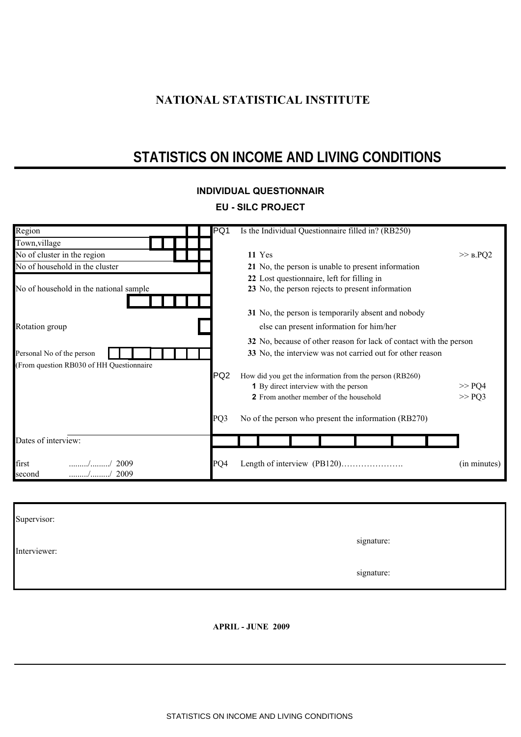**NATIONAL STATISTICAL INSTITUTE**

# STATISTICS ON INCOME AND LIVING CONDITIONS

### INDIVIDUAL QUESTIONNAIR

### EU - SILC PROJECT

| | |
|---|---|
| Region | **PQ1** Is the Individual Questionnaire filled in? (RB250) |
| Town,village | |
| No of cluster in the region | **11** Yes >> в.PQ2 |
| No of household in the cluster | **21** No, the person is unable to present information |
| No of household in the national sample | **22** Lost questionnaire, left for filling in<br>**23** No, the person rejects to present information |
| Rotation group | **31** No, the person is temporarily absent and nobody else can present information for him/her |
| Personal No of the person<br>(From question RB030 of HH Questionnaire | **32** No, because of other reason for lack of contact with the person<br>**33** No, the interview was not carried out for other reason |
| | **PQ2** How did you get the information from the person (RB260)<br>**1** By direct interview with the person >> PQ4<br>**2** From another member of the household >> PQ3 |
| | **PQ3** No of the person who present the information (RB270) |
| Dates of interview: | |
| first ........./........./ 2009<br>second ........./........./ 2009 | **PQ4** Length of interview (PB120)…………………. (in minutes) |

Supervisor:

signature:

Interviewer:

signature:

**APRIL - JUNE 2009**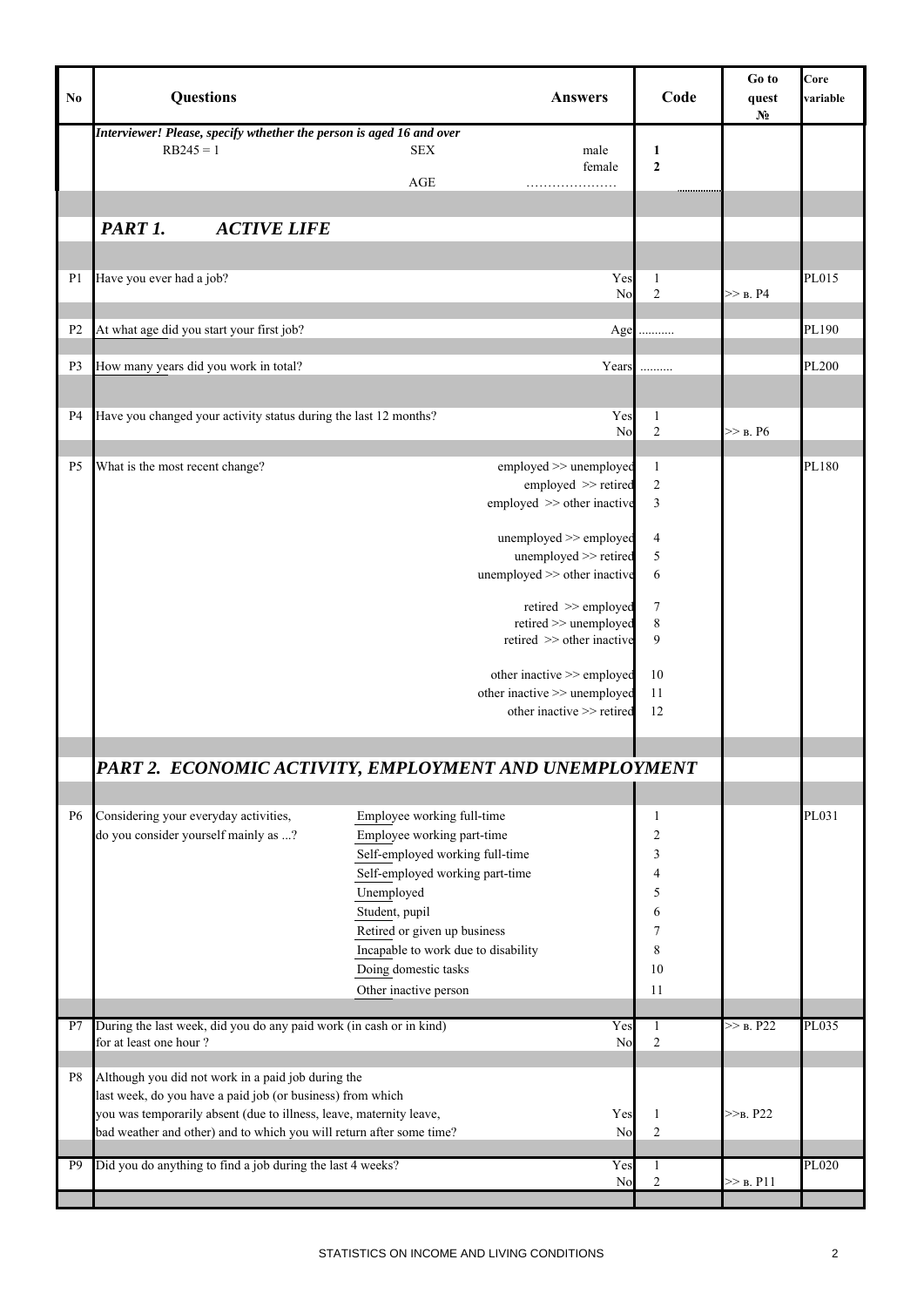| No | Questions | Answers | Code | Go to quest № | Core variable |
|---|---|---|---|---|---|
| | *Interviewer! Please, specify wthether the person is aged 16 and over* | | | | |
| | RB245 = 1 SEX | male | 1 | | |
| | | female | 2 | | |
| | AGE | ………………… | | | |
| | ***PART 1. ACTIVE LIFE*** | | | | |
| P1 | Have you ever had a job? | Yes | 1 | | PL015 |
| | | No | 2 | >> в. P4 | |
| P2 | At what age did you start your first job? | Age | .......... | | PL190 |
| P3 | How many years did you work in total? | Years | ......... | | PL200 |
| P4 | Have you changed your activity status during the last 12 months? | Yes | 1 | | |
| | | No | 2 | >> в. P6 | |
| P5 | What is the most recent change? | employed >> unemployed | 1 | | PL180 |
| | | employed >> retired | 2 | | |
| | | employed >> other inactive | 3 | | |
| | | unemployed >> employed | 4 | | |
| | | unemployed >> retired | 5 | | |
| | | unemployed >> other inactive | 6 | | |
| | | retired >> employed | 7 | | |
| | | retired >> unemployed | 8 | | |
| | | retired >> other inactive | 9 | | |
| | | other inactive >> employed | 10 | | |
| | | other inactive >> unemployed | 11 | | |
| | | other inactive >> retired | 12 | | |
| | ***PART 2. ECONOMIC ACTIVITY, EMPLOYMENT AND UNEMPLOYMENT*** | | | | |
| P6 | Considering your everyday activities, do you consider yourself mainly as ...? | Employee working full-time | 1 | | PL031 |
| | | Employee working part-time | 2 | | |
| | | Self-employed working full-time | 3 | | |
| | | Self-employed working part-time | 4 | | |
| | | Unemployed | 5 | | |
| | | Student, pupil | 6 | | |
| | | Retired or given up business | 7 | | |
| | | Incapable to work due to disability | 8 | | |
| | | Doing domestic tasks | 10 | | |
| | | Other inactive person | 11 | | |
| P7 | During the last week, did you do any paid work (in cash or in kind) for at least one hour ? | Yes | 1 | >> в. P22 | PL035 |
| | | No | 2 | | |
| P8 | Although you did not work in a paid job during the last week, do you have a paid job (or business) from which you was temporarily absent (due to illness, leave, maternity leave, bad weather and other) and to which you will return after some time? | Yes | 1 | >>в. P22 | |
| | | No | 2 | | |
| P9 | Did you do anything to find a job during the last 4 weeks? | Yes | 1 | | PL020 |
| | | No | 2 | >> в. P11 | |

STATISTICS ON INCOME AND LIVING CONDITIONS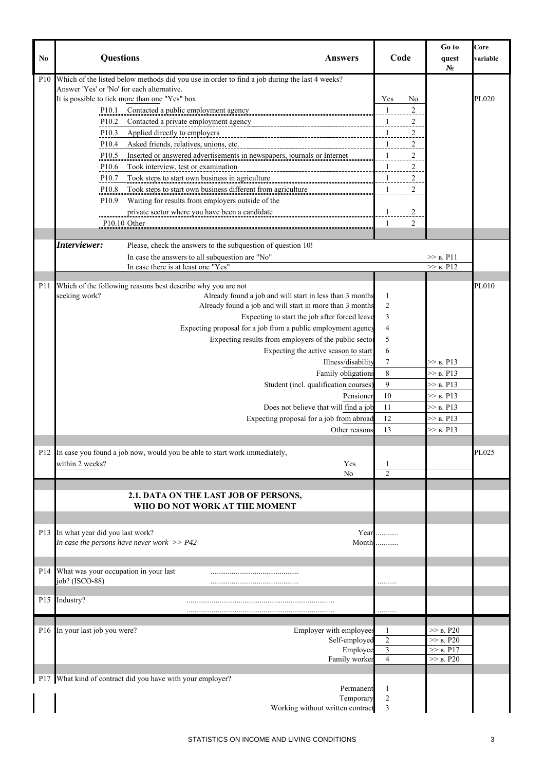| No | Questions | Answers | Code | | Go to quest № | Core variable |
|---|---|---|---|---|---|---|
| P10 | Which of the listed below methods did you use in order to find a job during the last 4 weeks? Answer 'Yes' or 'No' for each alternative. It is possible to tick more than one "Yes" box | | Yes | No | | PL020 |
| | P10.1 Contacted a public employment agency | | 1 | 2 | | |
| | P10.2 Contacted a private employment agency | | 1 | 2 | | |
| | P10.3 Applied directly to employers | | 1 | 2 | | |
| | P10.4 Asked friends, relatives, unions, etc. | | 1 | 2 | | |
| | P10.5 Inserted or answered advertisements in newspapers, journals or Internet | | 1 | 2 | | |
| | P10.6 Took interview, test or examination | | 1 | 2 | | |
| | P10.7 Took steps to start own business in agriculture | | 1 | 2 | | |
| | P10.8 Took steps to start own business different from agriculture | | 1 | 2 | | |
| | P10.9 Waiting for results from employers outside of the private sector where you have been a candidate | | 1 | 2 | | |
| | P10.10 Other | | 1 | 2 | | |
| | ***Interviewer:*** Please, check the answers to the subquestion of question 10! | | | | | |
| | In case the answers to all subquestion are "No" | | | | >> в. P11 | |
| | In case there is at least one "Yes" | | | | >> в. P12 | |
| P11 | Which of the following reasons best describe why you are not seeking work? | Already found a job and will start in less than 3 months | 1 | | | PL010 |
| | | Already found a job and will start in more than 3 months | 2 | | | |
| | | Expecting to start the job after forced leave | 3 | | | |
| | | Expecting proposal for a job from a public employment agency | 4 | | | |
| | | Expecting results from employers of the public sector | 5 | | | |
| | | Expecting the active season to start | 6 | | | |
| | | Illness/disability | 7 | | >> в. P13 | |
| | | Family obligations | 8 | | >> в. P13 | |
| | | Student (incl. qualification courses) | 9 | | >> в. P13 | |
| | | Pensioner | 10 | | >> в. P13 | |
| | | Does not believe that will find a job | 11 | | >> в. P13 | |
| | | Expecting proposal for a job from abroad | 12 | | >> в. P13 | |
| | | Other reasons | 13 | | >> в. P13 | |
| P12 | In case you found a job now, would you be able to start work immediately, within 2 weeks? | Yes | 1 | | | PL025 |
| | | No | 2 | | | |
| | **2.1. DATA ON THE LAST JOB OF PERSONS, WHO DO NOT WORK AT THE MOMENT** | | | | | |
| P13 | In what year did you last work? *In case the persons have never work >> P42* | Year | ........... | | | |
| | | Month | ........... | | | |
| P14 | What was your occupation in your last job? (ISCO-88) | ............................................. ............................................. | .......... | | | |
| P15 | Industry? | ............................................................................ ............................................................................ | .......... | | | |
| P16 | In your last job you were? | Employer with employees | 1 | | >> в. P20 | |
| | | Self-employed | 2 | | >> в. P20 | |
| | | Employee | 3 | | >> в. P17 | |
| | | Family worker | 4 | | >> в. P20 | |
| P17 | What kind of contract did you have with your employer? | Permanent | 1 | | | |
| | | Temporary | 2 | | | |
| | | Working without written contract | 3 | | | |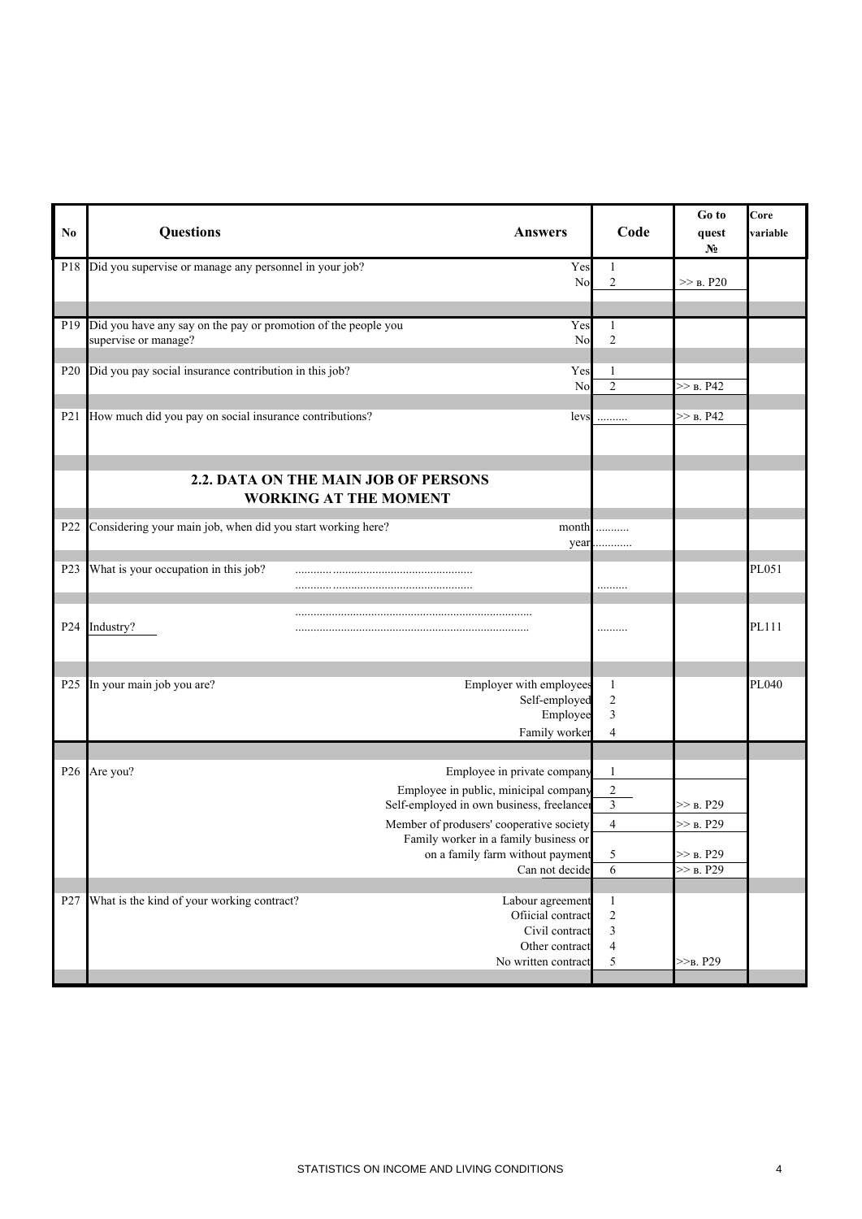| No | Questions | Answers | Code | Go to quest № | Core variable |
|---|---|---|---|---|---|
| P18 | Did you supervise or manage any personnel in your job? | Yes<br>No | 1<br>2 | <br>>> в. P20 | |
| P19 | Did you have any say on the pay or promotion of the people you supervise or manage? | Yes<br>No | 1<br>2 | | |
| P20 | Did you pay social insurance contribution in this job? | Yes<br>No | 1<br>2 | <br>>> в. P42 | |
| P21 | How much did you pay on social insurance contributions? | levs | .......... | >> в. P42 | |
| | **2.2. DATA ON THE MAIN JOB OF PERSONS WORKING AT THE MOMENT** | | | | |
| P22 | Considering your main job, when did you start working here? | month<br>year | ...........<br>............ | | |
| P23 | What is your occupation in this job? | ........................................................<br>........................................................ | .......... | | PL051 |
| P24 | Industry? | ............................................................................<br>............................................................................ | .......... | | PL111 |
| P25 | In your main job you are? | Employer with employees<br>Self-employed<br>Employee<br>Family worker | 1<br>2<br>3<br>4 | | PL040 |
| P26 | Are you? | Employee in private company<br>Employee in public, minicipal company<br>Self-employed in own business, freelancer<br>Member of produsers' cooperative society<br>Family worker in a family business or on a family farm without payment<br>Can not decide | 1<br>2<br>3<br>4<br>5<br>6 | <br><br>>> в. P29<br>>> в. P29<br>>> в. P29<br>>> в. P29 | |
| P27 | What is the kind of your working contract? | Labour agreement<br>Ofiicial contract<br>Civil contract<br>Other contract<br>No written contract | 1<br>2<br>3<br>4<br>5 | <br><br><br><br>>>в. P29 | |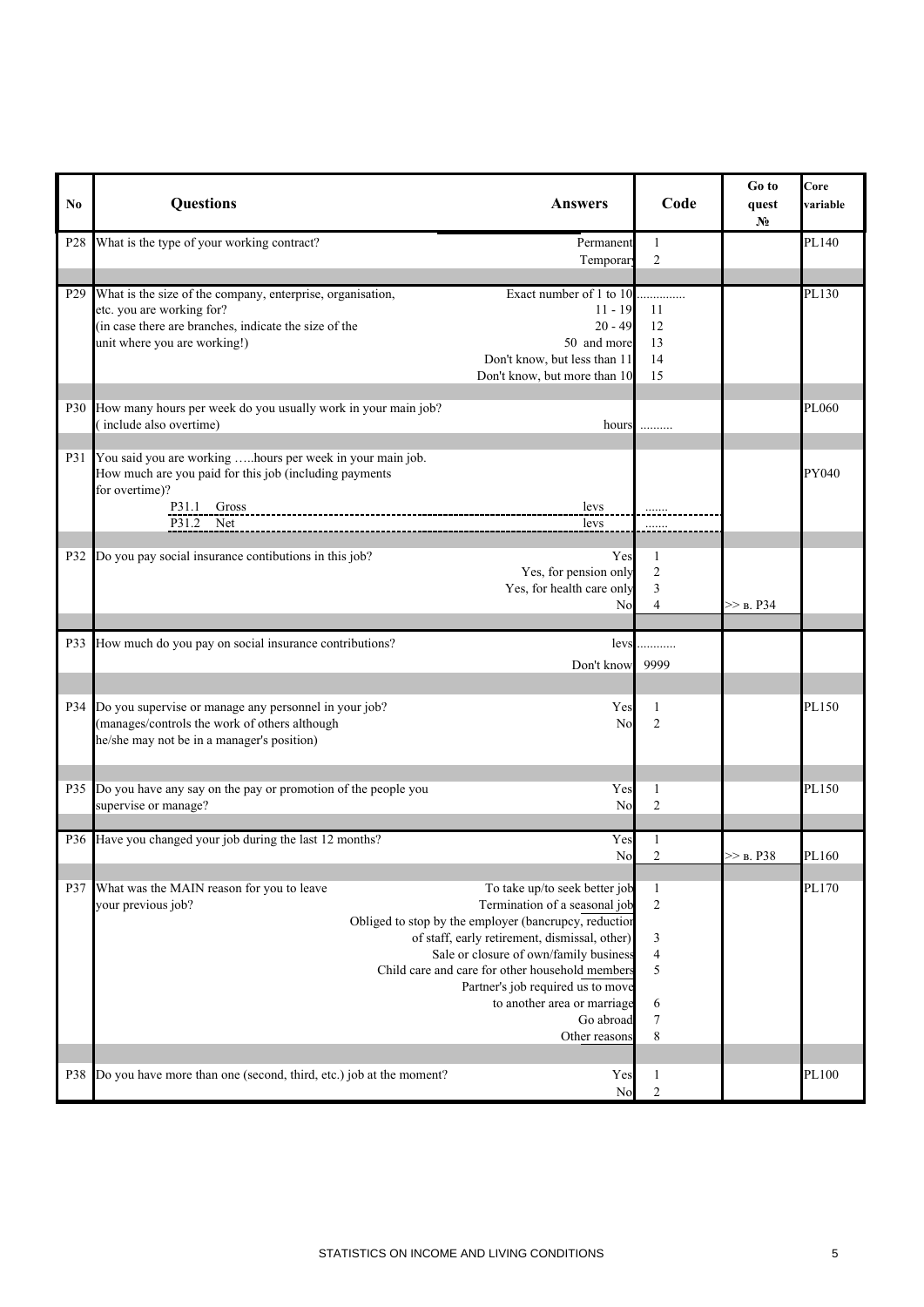| No | Questions | Answers | Code | Go to quest № | Core variable |
|---|---|---|---|---|---|
| P28 | What is the type of your working contract? | Permanent | 1 | | PL140 |
| | | Temporary | 2 | | |
| P29 | What is the size of the company, enterprise, organisation, etc. you are working for? (in case there are branches, indicate the size of the unit where you are working!) | Exact number of 1 to 10 | .............. | | PL130 |
| | | 11 - 19 | 11 | | |
| | | 20 - 49 | 12 | | |
| | | 50 and more | 13 | | |
| | | Don't know, but less than 11 | 14 | | |
| | | Don't know, but more than 10 | 15 | | |
| P30 | How many hours per week do you usually work in your main job? ( include also overtime) | hours | .......... | | PL060 |
| P31 | You said you are working .....hours per week in your main job. How much are you paid for this job (including payments for overtime)? | | | | PY040 |
| | P31.1 Gross | levs | ....... | | |
| | P31.2 Net | levs | ...... | | |
| P32 | Do you pay social insurance contibutions in this job? | Yes | 1 | | |
| | | Yes, for pension only | 2 | | |
| | | Yes, for health care only | 3 | | |
| | | No | 4 | >> в. P34 | |
| P33 | How much do you pay on social insurance contributions? | levs | ............ | | |
| | | Don't know | 9999 | | |
| P34 | Do you supervise or manage any personnel in your job? (manages/controls the work of others although he/she may not be in a manager's position) | Yes | 1 | | PL150 |
| | | No | 2 | | |
| P35 | Do you have any say on the pay or promotion of the people you supervise or manage? | Yes | 1 | | PL150 |
| | | No | 2 | | |
| P36 | Have you changed your job during the last 12 months? | Yes | 1 | | |
| | | No | 2 | >> в. P38 | PL160 |
| P37 | What was the MAIN reason for you to leave your previous job? | To take up/to seek better job | 1 | | PL170 |
| | | Termination of a seasonal job | 2 | | |
| | | Obliged to stop by the employer (bancrupcy, reduction of staff, early retirement, dismissal, other) | 3 | | |
| | | Sale or closure of own/family business | 4 | | |
| | | Child care and care for other household members | 5 | | |
| | | Partner's job required us to move to another area or marriage | 6 | | |
| | | Go abroad | 7 | | |
| | | Other reasons | 8 | | |
| P38 | Do you have more than one (second, third, etc.) job at the moment? | Yes | 1 | | PL100 |
| | | No | 2 | | |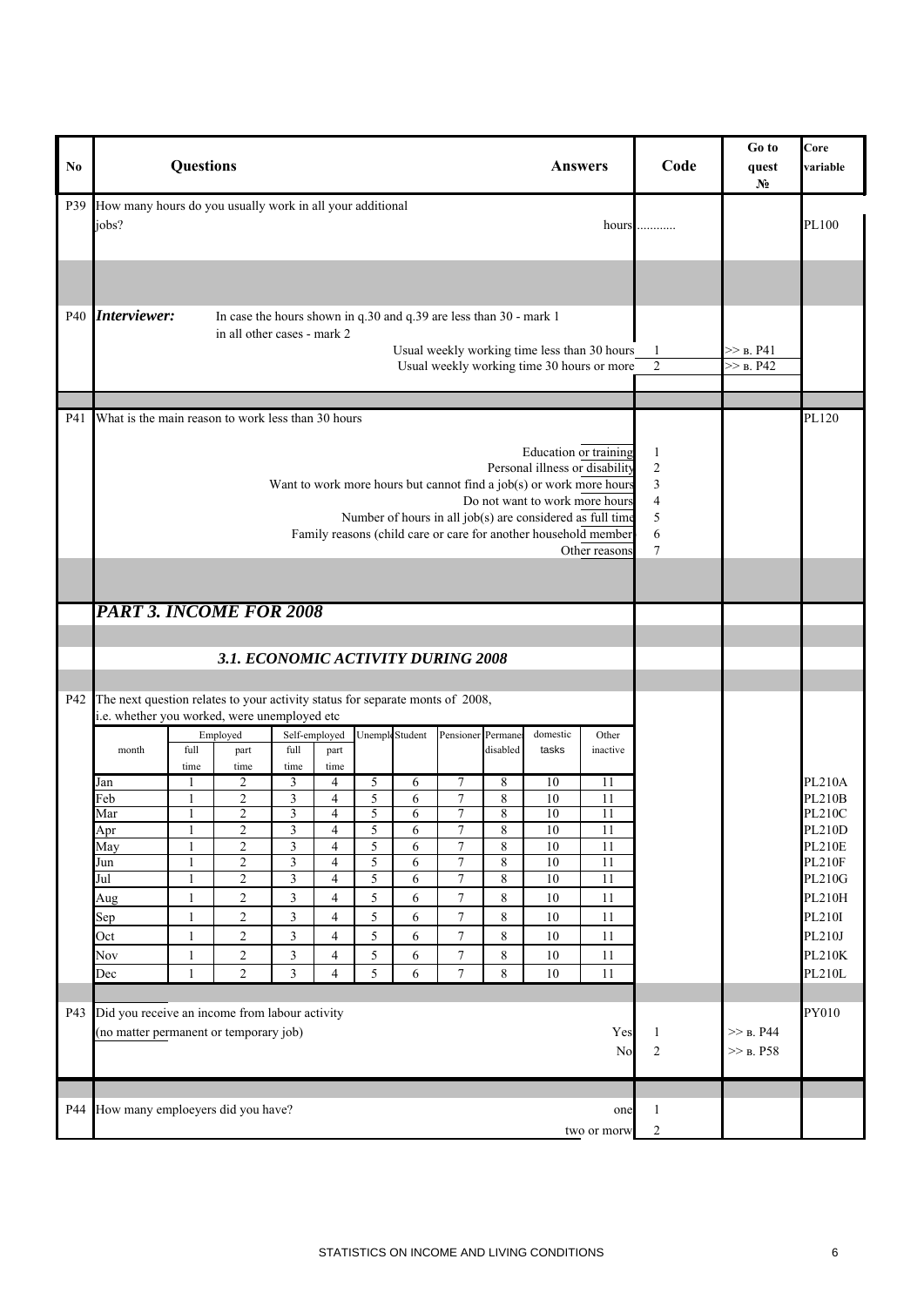| No | Questions | Answers | Code | Go to quest № | Core variable |
|---|---|---|---|---|---|
| P39 | How many hours do you usually work in all your additional jobs? | hours | ........... | | PL100 |
| P40 | ***Interviewer:*** In case the hours shown in q.30 and q.39 are less than 30 - mark 1; in all other cases - mark 2 | Usual weekly working time less than 30 hours | 1 | >> в. P41 | |
| | | Usual weekly working time 30 hours or more | 2 | >> в. P42 | |
| P41 | What is the main reason to work less than 30 hours | Education or training | 1 | | PL120 |
| | | Personal illness or disability | 2 | | |
| | | Want to work more hours but cannot find a job(s) or work more hours | 3 | | |
| | | Do not want to work more hours | 4 | | |
| | | Number of hours in all job(s) are considered as full time | 5 | | |
| | | Family reasons (child care or care for another household member) | 6 | | |
| | | Other reasons | 7 | | |

## *PART 3. INCOME FOR 2008*

### *3.1. ECONOMIC ACTIVITY DURING 2008*

**P42** The next question relates to your activity status for separate monts of 2008, i.e. whether you worked, were unemployed etc

| month | Employed full time | Employed part time | Self-employed full time | Self-employed part time | Unemployed | Student | Pensioner | Permanent disabled | domestic tasks | Other inactive | Core variable |
|---|---|---|---|---|---|---|---|---|---|---|---|
| Jan | 1 | 2 | 3 | 4 | 5 | 6 | 7 | 8 | 10 | 11 | PL210A |
| Feb | 1 | 2 | 3 | 4 | 5 | 6 | 7 | 8 | 10 | 11 | PL210B |
| Mar | 1 | 2 | 3 | 4 | 5 | 6 | 7 | 8 | 10 | 11 | PL210C |
| Apr | 1 | 2 | 3 | 4 | 5 | 6 | 7 | 8 | 10 | 11 | PL210D |
| May | 1 | 2 | 3 | 4 | 5 | 6 | 7 | 8 | 10 | 11 | PL210E |
| Jun | 1 | 2 | 3 | 4 | 5 | 6 | 7 | 8 | 10 | 11 | PL210F |
| Jul | 1 | 2 | 3 | 4 | 5 | 6 | 7 | 8 | 10 | 11 | PL210G |
| Aug | 1 | 2 | 3 | 4 | 5 | 6 | 7 | 8 | 10 | 11 | PL210H |
| Sep | 1 | 2 | 3 | 4 | 5 | 6 | 7 | 8 | 10 | 11 | PL210I |
| Oct | 1 | 2 | 3 | 4 | 5 | 6 | 7 | 8 | 10 | 11 | PL210J |
| Nov | 1 | 2 | 3 | 4 | 5 | 6 | 7 | 8 | 10 | 11 | PL210K |
| Dec | 1 | 2 | 3 | 4 | 5 | 6 | 7 | 8 | 10 | 11 | PL210L |

| No | Questions | Answers | Code | Go to quest № | Core variable |
|---|---|---|---|---|---|
| P43 | Did you receive an income from labour activity (no matter permanent or temporary job) | Yes | 1 | >> в. P44 | PY010 |
| | | No | 2 | >> в. P58 | |
| P44 | How many emploeyers did you have? | one | 1 | | |
| | | two or morw | 2 | | |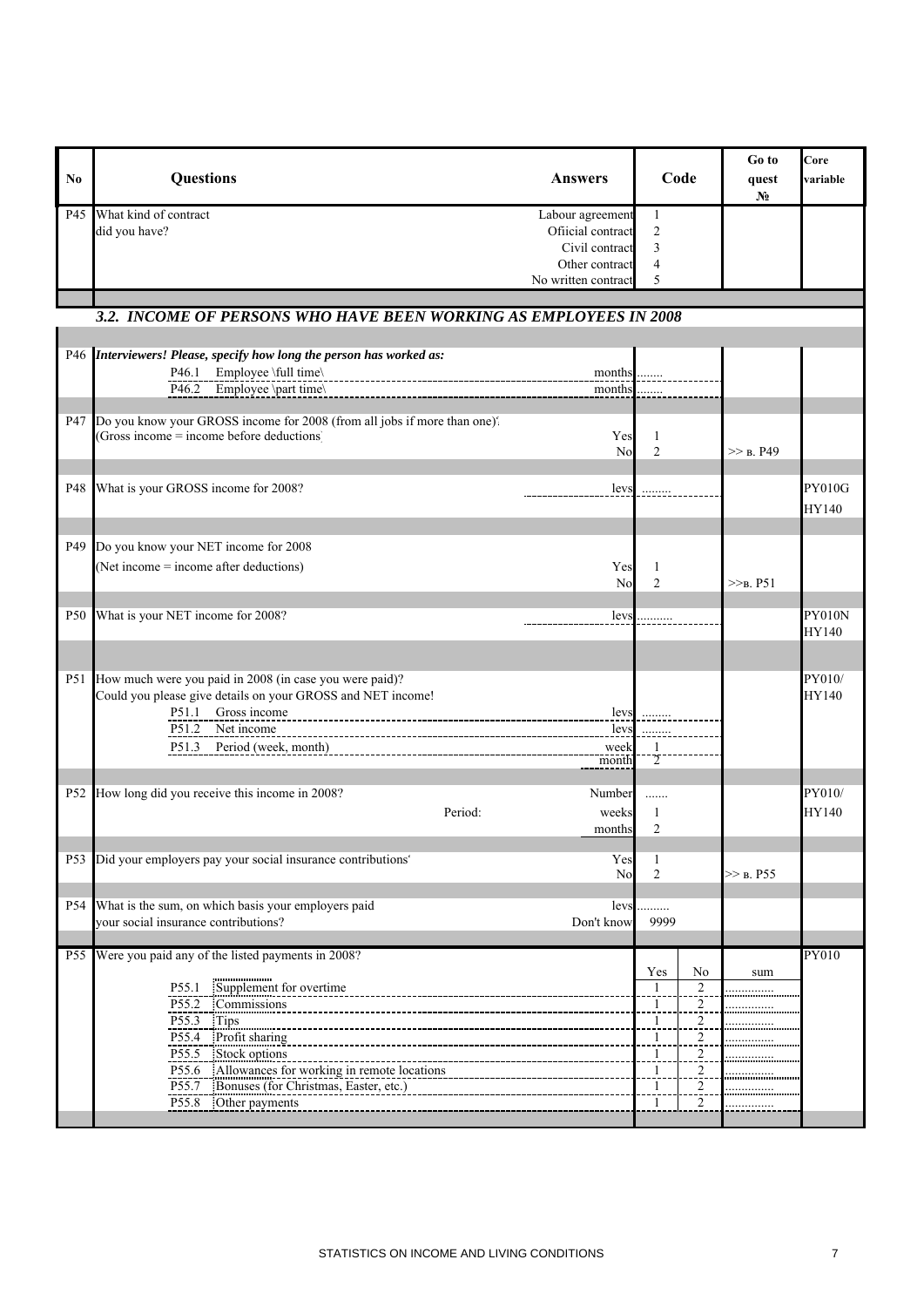| No | Questions | Answers | Code | | Go to quest № | Core variable |
|---|---|---|---|---|---|---|
| P45 | What kind of contract did you have? | Labour agreement | 1 | | | |
| | | Ofiicial contract | 2 | | | |
| | | Civil contract | 3 | | | |
| | | Other contract | 4 | | | |
| | | No written contract | 5 | | | |
| | ***3.2. INCOME OF PERSONS WHO HAVE BEEN WORKING AS EMPLOYEES IN 2008*** | | | | | |
| P46 | ***Interviewers! Please, specify how long the person has worked as:*** | | | | | |
| | P46.1 Employee \full time\ | months | ........ | | | |
| | P46.2 Employee \part time\ | months | ........ | | | |
| P47 | Do you know your GROSS income for 2008 (from all jobs if more than one)? (Gross income = income before deductions) | Yes | 1 | | | |
| | | No | 2 | | >> в. P49 | |
| P48 | What is your GROSS income for 2008? | levs | ........ | | | PY010G HY140 |
| P49 | Do you know your NET income for 2008 (Net income = income after deductions) | Yes | 1 | | | |
| | | No | 2 | | >>в. P51 | |
| P50 | What is your NET income for 2008? | levs | .......... | | | PY010N HY140 |
| P51 | How much were you paid in 2008 (in case you were paid)? Could you please give details on your GROSS and NET income! | | | | | PY010/ HY140 |
| | P51.1 Gross income | levs | ........ | | | |
| | P51.2 Net income | levs | ........ | | | |
| | P51.3 Period (week, month) | week | 1 | | | |
| | | month | 2 | | | |
| P52 | How long did you receive this income in 2008? | Number | ....... | | | PY010/ HY140 |
| | Period: | weeks | 1 | | | |
| | | months | 2 | | | |
| P53 | Did your employers pay your social insurance contributions? | Yes | 1 | | | |
| | | No | 2 | | >> в. P55 | |
| P54 | What is the sum, on which basis your employers paid your social insurance contributions? | levs | .......... | | | |
| | | Don't know | 9999 | | | |
| P55 | Were you paid any of the listed payments in 2008? | | Yes | No | sum | PY010 |
| | P55.1 Supplement for overtime | | 1 | 2 | ............... | |
| | P55.2 Commissions | | 1 | 2 | ............... | |
| | P55.3 Tips | | 1 | 2 | ............... | |
| | P55.4 Profit sharing | | 1 | 2 | ............... | |
| | P55.5 Stock options | | 1 | 2 | ............... | |
| | P55.6 Allowances for working in remote locations | | 1 | 2 | ............... | |
| | P55.7 Bonuses (for Christmas, Easter, etc.) | | 1 | 2 | ............... | |
| | P55.8 Other payments | | 1 | 2 | ............... | |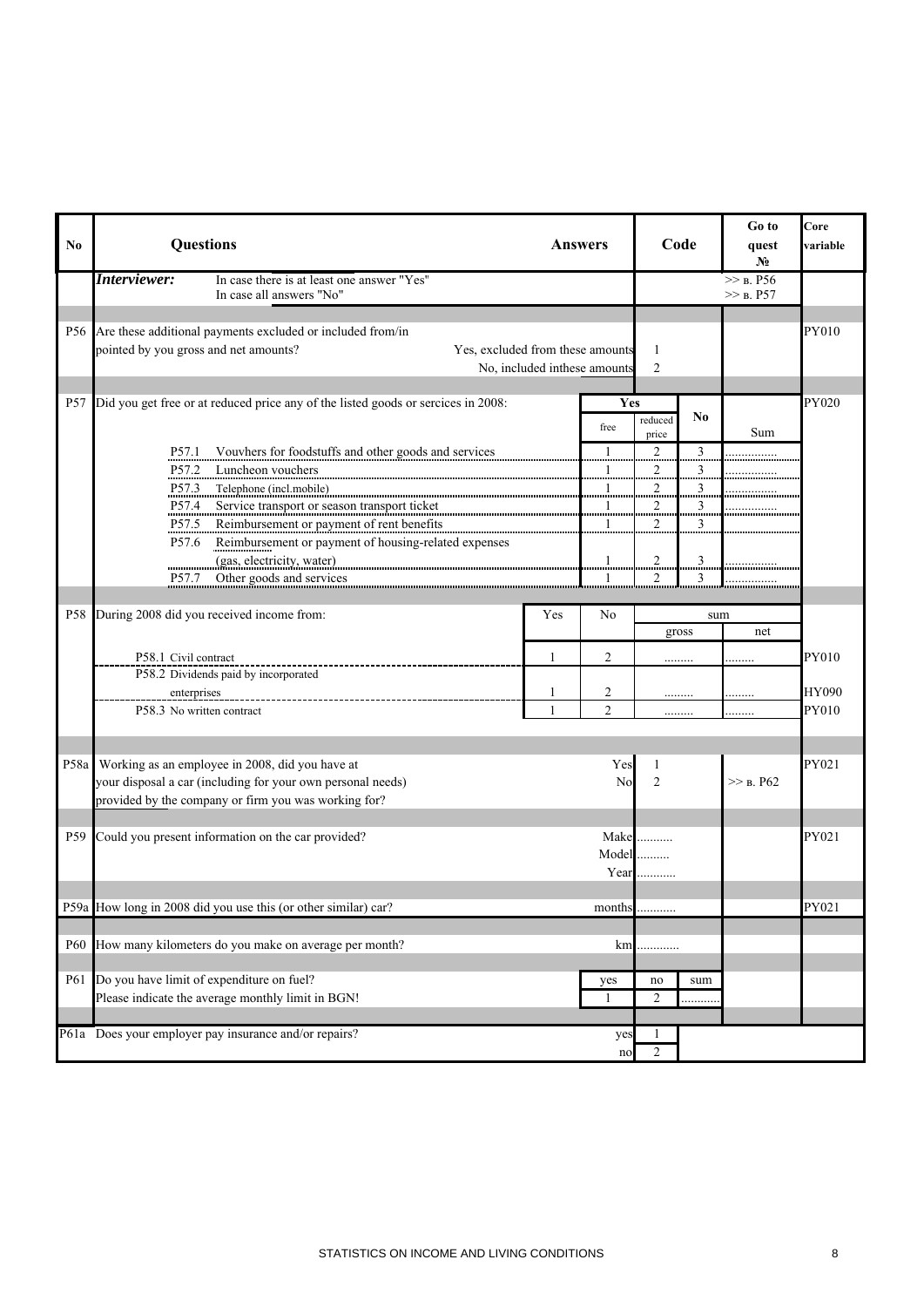| No | Questions | | Answers | | Code | | Go to quest № | Core variable |
|---|---|---|---|---|---|---|---|---|
| | ***Interviewer:*** In case there is at least one answer "Yes" | | | | | | >> в. P56 | |
| | In case all answers "No" | | | | | | >> в. P57 | |
| P56 | Are these additional payments excluded or included from/in pointed by you gross and net amounts? | Yes, excluded from these amounts | | | 1 | | | PY010 |
| | | No, included inthese amounts | | | 2 | | | |
| P57 | Did you get free or at reduced price any of the listed goods or sercices in 2008: | | | Yes | | No | | PY020 |
| | | | | free | reduced price | | Sum | |
| | P57.1 Vouvhers for foodstuffs and other goods and services | | | 1 | 2 | 3 | ............... | |
| | P57.2 Luncheon vouchers | | | 1 | 2 | 3 | ............... | |
| | P57.3 Telephone (incl.mobile) | | | 1 | 2 | 3 | ............... | |
| | P57.4 Service transport or season transport ticket | | | 1 | 2 | 3 | ............... | |
| | P57.5 Reimbursement or payment of rent benefits | | | 1 | 2 | 3 | ............... | |
| | P57.6 Reimbursement or payment of housing-related expenses (gas, electricity, water) | | | 1 | 2 | 3 | ............... | |
| | P57.7 Other goods and services | | | 1 | 2 | 3 | ............... | |
| P58 | During 2008 did you received income from: | | Yes | No | sum | | | |
| | | | | | gross | | net | |
| | P58.1 Civil contract | | 1 | 2 | ........ | | ........ | PY010 |
| | P58.2 Dividends paid by incorporated enterprises | | 1 | 2 | ........ | | ........ | HY090 |
| | P58.3 No written contract | | 1 | 2 | ........ | | ........ | PY010 |
| P58a | Working as an employee in 2008, did you have at your disposal a car (including for your own personal needs) provided by the company or firm you was working for? | | | Yes | 1 | | | PY021 |
| | | | | No | 2 | | >> в. P62 | |
| P59 | Could you present information on the car provided? | | | Make | .......... | | | PY021 |
| | | | | Model | .......... | | | |
| | | | | Year | .......... | | | |
| P59a | How long in 2008 did you use this (or other similar) car? | | | months | .......... | | | PY021 |
| P60 | How many kilometers do you make on average per month? | | | km | ............ | | | |
| P61 | Do you have limit of expenditure on fuel? | | | yes | no | sum | | |
| | Please indicate the average monthly limit in BGN! | | | 1 | 2 | .......... | | |
| P61a | Does your employer pay insurance and/or repairs? | | | yes | 1 | | | |
| | | | | no | 2 | | | |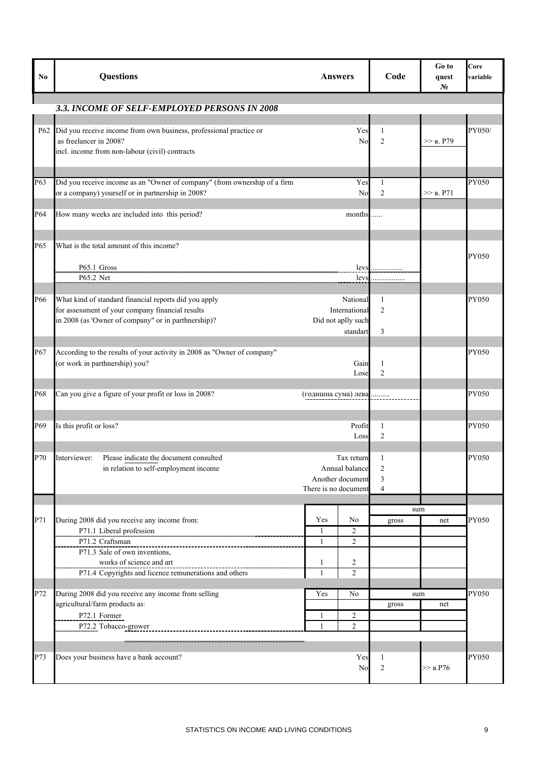| No | Questions | Answers | | Code | | Go to quest № | Core variable |
|---|---|---|---|---|---|---|---|
| | ***3.3. INCOME OF SELF-EMPLOYED PERSONS IN 2008*** | | | | | | |
| P62 | Did you receive income from own business, professional practice or as freelancer in 2008? incl. income from non-labour (civil) contracts | | Yes | 1 | | | PY050/ |
| | | | No | 2 | | >> в. P79 | |
| P63 | Did you receive income as an "Owner of company" (from ownership of a firm or a company) yourself or in partnership in 2008? | | Yes | 1 | | | PY050 |
| | | | No | 2 | | >> в. P71 | |
| P64 | How many weeks are included into this period? | | months | ...... | | | |
| P65 | What is the total amount of this income? | | | | | | PY050 |
| | P65.1 Gross | | levs | .................. | | | |
| | P65.2 Net | | levs | .................. | | | |
| P66 | What kind of standard financial reports did you apply for assessment of your company financial results in 2008 (as 'Owner of company" or in parthnership)? | | National | 1 | | | PY050 |
| | | | International | 2 | | | |
| | | | Did not aplly such standart | 3 | | | |
| P67 | According to the results of your activity in 2008 as "Owner of company" (or work in parthnership) you? | | Gain | 1 | | | PY050 |
| | | | Lose | 2 | | | |
| P68 | Can you give a figure of your profit or loss in 2008? | | (годишна сума) лева | .......... | | | PY050 |
| P69 | Is this profit or loss? | | Profit | 1 | | | PY050 |
| | | | Loss | 2 | | | |
| P70 | Interviewer: Please indicate the document consulted in relation to self-employment income | | Tax return | 1 | | | PY050 |
| | | | Annual balance | 2 | | | |
| | | | Another document | 3 | | | |
| | | | There is no document | 4 | | | |
| | | | | sum | | | |
| P71 | During 2008 did you receive any income from: | Yes | No | gross | net | | PY050 |
| | P71.1 Liberal profession | 1 | 2 | | | | |
| | P71.2 Craftsman | 1 | 2 | | | | |
| | P71.3 Sale of own inventions, works of science and art | 1 | 2 | | | | |
| | P71.4 Copyrights and licence remunerations and others | 1 | 2 | | | | |
| P72 | During 2008 did you receive any income from selling agricultural/farm products as: | Yes | No | sum | | | PY050 |
| | | | | gross | net | | |
| | P72.1 Former | 1 | 2 | | | | |
| | P72.2 Tobacco-grower | 1 | 2 | | | | |
| P73 | Does your business have a bank account? | | Yes | 1 | | | PY050 |
| | | | No | 2 | | >> в.P76 | |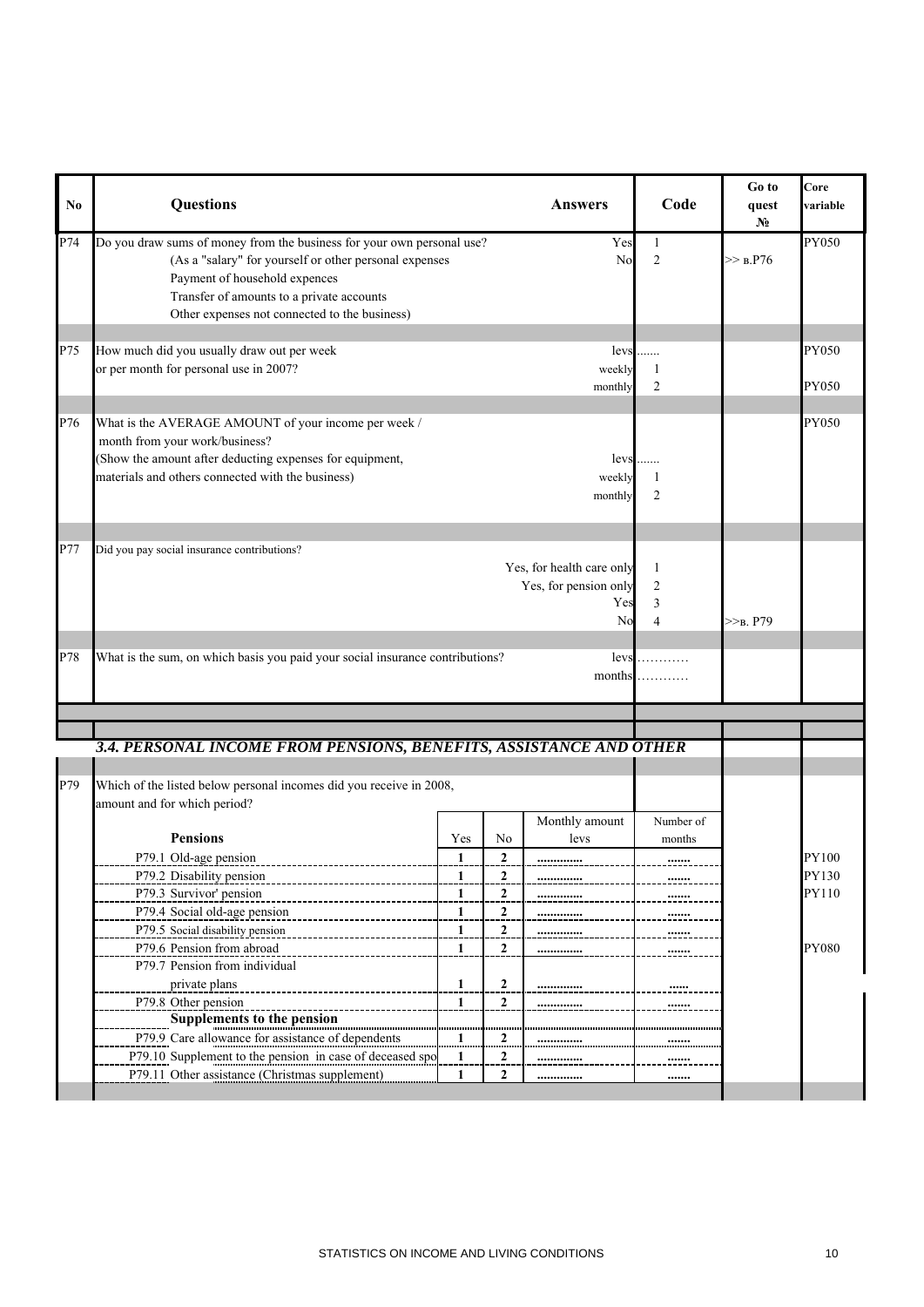| No | Questions | Answers | Code | Go to quest № | Core variable |
|---|---|---|---|---|---|
| P74 | Do you draw sums of money from the business for your own personal use?<br>(As a "salary" for yourself or other personal expenses<br>Payment of household expences<br>Transfer of amounts to a private accounts<br>Other expenses not connected to the business) | Yes<br>No | 1<br>2 | <br>>> в.P76 | PY050 |
| P75 | How much did you usually draw out per week<br>or per month for personal use in 2007? | levs<br>weekly<br>monthly | .......<br>1<br>2 | | PY050<br><br>PY050 |
| P76 | What is the AVERAGE AMOUNT of your income per week /<br>month from your work/business?<br>(Show the amount after deducting expenses for equipment,<br>materials and others connected with the business) | levs<br>weekly<br>monthly | .......<br>1<br>2 | | PY050 |
| P77 | Did you pay social insurance contributions? | Yes, for health care only<br>Yes, for pension only<br>Yes<br>No | 1<br>2<br>3<br>4 | <br><br><br>>>в. P79 | |
| P78 | What is the sum, on which basis you paid your social insurance contributions? | levs<br>months | …………<br>………… | | |

### 3.4. PERSONAL INCOME FROM PENSIONS, BENEFITS, ASSISTANCE AND OTHER

P79 Which of the listed below personal incomes did you receive in 2008, amount and for which period?

| | Yes | No | Monthly amount levs | Number of months | Core variable |
|---|---|---|---|---|---|
| **Pensions** | | | | | |
| P79.1 Old-age pension | 1 | 2 | ............. | ....... | PY100 |
| P79.2 Disability pension | 1 | 2 | ............. | ....... | PY130 |
| P79.3 Survivor' pension | 1 | 2 | ............. | ....... | PY110 |
| P79.4 Social old-age pension | 1 | 2 | ............. | ....... | |
| P79.5 Social disability pension | 1 | 2 | ............. | ....... | |
| P79.6 Pension from abroad | 1 | 2 | ............. | ....... | PY080 |
| P79.7 Pension from individual private plans | 1 | 2 | ............. | ...... | |
| P79.8 Other pension | 1 | 2 | ............. | ....... | |
| **Supplements to the pension** | | | | | |
| P79.9 Care allowance for assistance of dependents | 1 | 2 | ............. | ....... | |
| P79.10 Supplement to the pension in case of deceased spo | 1 | 2 | ............. | ....... | |
| P79.11 Other assistance (Christmas supplement) | 1 | 2 | ............. | ....... | |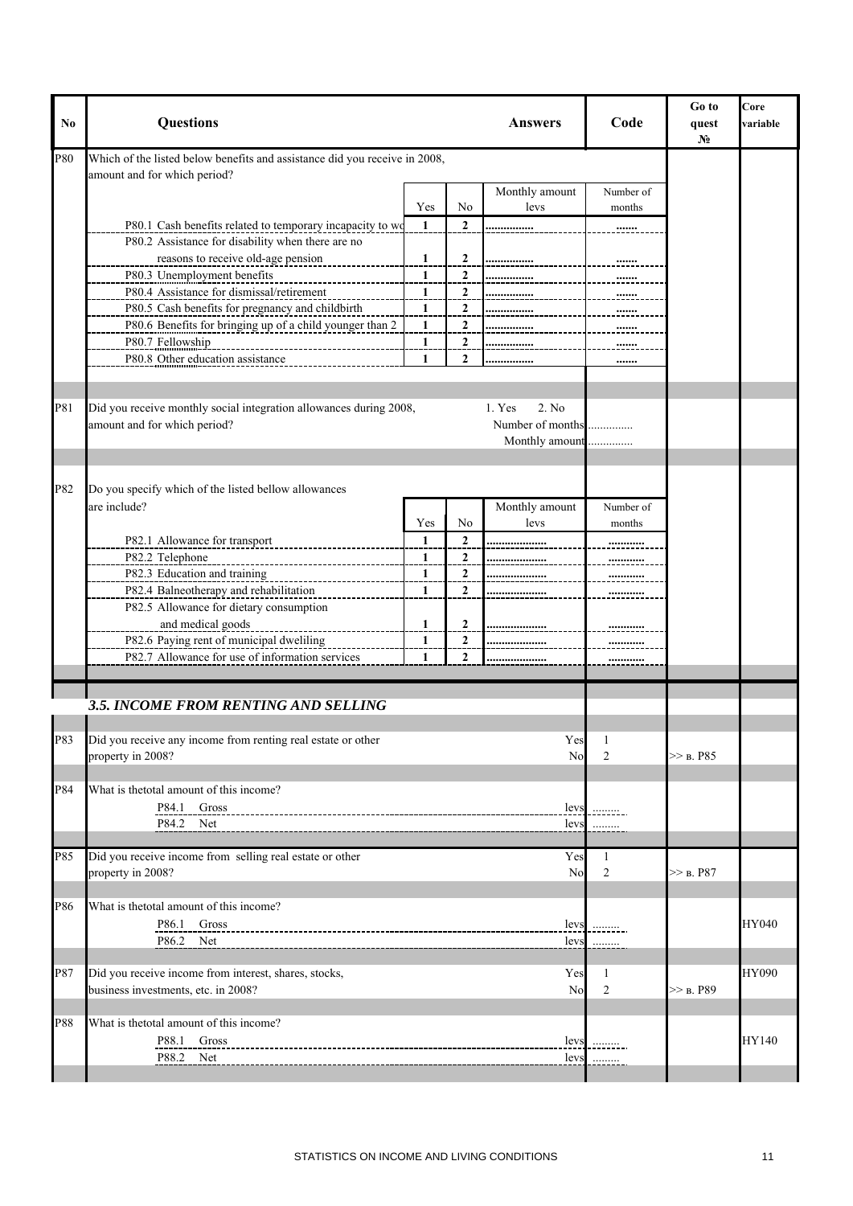| No | Questions | | | | Answers | Code | Go to quest № | Core variable |
|---|---|---|---|---|---|---|---|---|
| P80 | Which of the listed below benefits and assistance did you receive in 2008, amount and for which period? | | | | | | | |
| | | Yes | No | Monthly amount levs | | Number of months | | |
| | P80.1 Cash benefits related to temporary incapacity to wo | 1 | 2 | ............... | | ....... | | |
| | P80.2 Assistance for disability when there are no reasons to receive old-age pension | 1 | 2 | ............... | | ....... | | |
| | P80.3 Unemployment benefits | 1 | 2 | ............... | | ....... | | |
| | P80.4 Assistance for dismissal/retirement | 1 | 2 | ............... | | ....... | | |
| | P80.5 Cash benefits for pregnancy and childbirth | 1 | 2 | ............... | | ....... | | |
| | P80.6 Benefits for bringing up of a child younger than 2 | 1 | 2 | ............... | | ....... | | |
| | P80.7 Fellowship | 1 | 2 | ............... | | ....... | | |
| | P80.8 Other education assistance | 1 | 2 | ............... | | ....... | | |
| P81 | Did you receive monthly social integration allowances during 2008, amount and for which period? | | | | 1. Yes 2. No<br>Number of months<br>Monthly amount | ...............<br>............... | | |
| P82 | Do you specify which of the listed bellow allowances are include? | | | | | | | |
| | | Yes | No | Monthly amount levs | | Number of months | | |
| | P82.1 Allowance for transport | 1 | 2 | .................... | | ............ | | |
| | P82.2 Telephone | 1 | 2 | .................... | | ............ | | |
| | P82.3 Education and training | 1 | 2 | .................... | | ............ | | |
| | P82.4 Balneotherapy and rehabilitation | 1 | 2 | .................... | | ............ | | |
| | P82.5 Allowance for dietary consumption and medical goods | 1 | 2 | .................... | | ............ | | |
| | P82.6 Paying rent of municipal dweliling | 1 | 2 | .................... | | ............ | | |
| | P82.7 Allowance for use of information services | 1 | 2 | .................... | | ............ | | |
| | ***3.5. INCOME FROM RENTING AND SELLING*** | | | | | | | |
| P83 | Did you receive any income from renting real estate or other property in 2008? | | | | Yes<br>No | 1<br>2 | >> в. P85 | |
| P84 | What is thetotal amount of this income? | | | | | | | |
| | P84.1 Gross | | | | levs | ......... | | |
| | P84.2 Net | | | | levs | ......... | | |
| P85 | Did you receive income from selling real estate or other property in 2008? | | | | Yes<br>No | 1<br>2 | >> в. P87 | |
| P86 | What is thetotal amount of this income? | | | | | | | |
| | P86.1 Gross | | | | levs | ......... | | HY040 |
| | P86.2 Net | | | | levs | ......... | | |
| P87 | Did you receive income from interest, shares, stocks, business investments, etc. in 2008? | | | | Yes<br>No | 1<br>2 | >> в. P89 | HY090 |
| P88 | What is thetotal amount of this income? | | | | | | | |
| | P88.1 Gross | | | | levs | ......... | | HY140 |
| | P88.2 Net | | | | levs | ......... | | |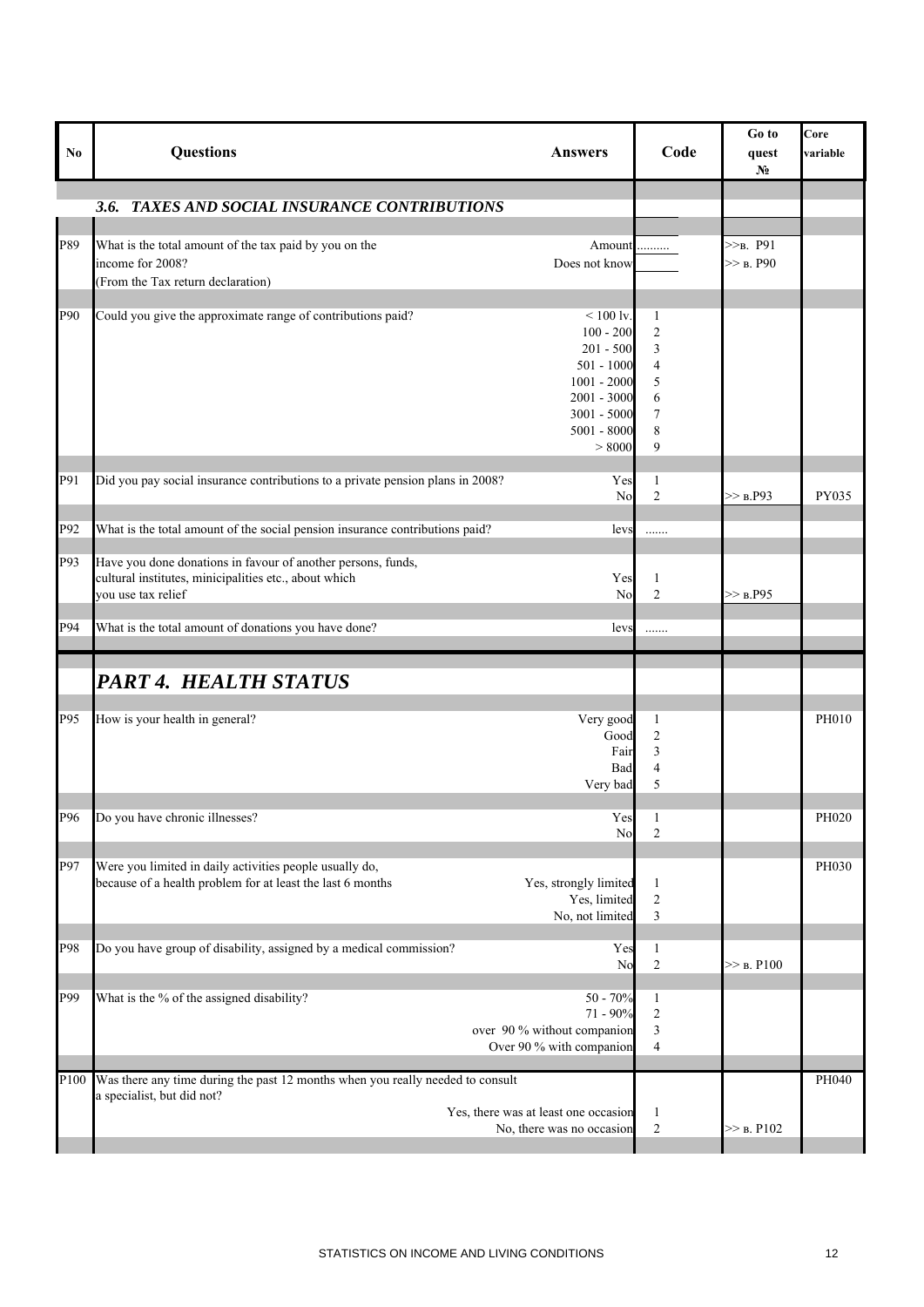| No | Questions | Answers | Code | Go to quest № | Core variable |
|---|---|---|---|---|---|
| | ***3.6. TAXES AND SOCIAL INSURANCE CONTRIBUTIONS*** | | | | |
| P89 | What is the total amount of the tax paid by you on the income for 2008? (From the Tax return declaration) | Amount | .......... | >>в. P91 | |
| | | Does not know | | >> в. P90 | |
| P90 | Could you give the approximate range of contributions paid? | < 100 lv. | 1 | | |
| | | 100 - 200 | 2 | | |
| | | 201 - 500 | 3 | | |
| | | 501 - 1000 | 4 | | |
| | | 1001 - 2000 | 5 | | |
| | | 2001 - 3000 | 6 | | |
| | | 3001 - 5000 | 7 | | |
| | | 5001 - 8000 | 8 | | |
| | | > 8000 | 9 | | |
| P91 | Did you pay social insurance contributions to a private pension plans in 2008? | Yes | 1 | | |
| | | No | 2 | >> в.P93 | PY035 |
| P92 | What is the total amount of the social pension insurance contributions paid? | levs | ....... | | |
| P93 | Have you done donations in favour of another persons, funds, cultural institutes, minicipalities etc., about which you use tax relief | Yes | 1 | | |
| | | No | 2 | >> в.P95 | |
| P94 | What is the total amount of donations you have done? | levs | ....... | | |
| | ***PART 4. HEALTH STATUS*** | | | | |
| P95 | How is your health in general? | Very good | 1 | | PH010 |
| | | Good | 2 | | |
| | | Fair | 3 | | |
| | | Bad | 4 | | |
| | | Very bad | 5 | | |
| P96 | Do you have chronic illnesses? | Yes | 1 | | PH020 |
| | | No | 2 | | |
| P97 | Were you limited in daily activities people usually do, because of a health problem for at least the last 6 months | Yes, strongly limited | 1 | | PH030 |
| | | Yes, limited | 2 | | |
| | | No, not limited | 3 | | |
| P98 | Do you have group of disability, assigned by a medical commission? | Yes | 1 | | |
| | | No | 2 | >> в. P100 | |
| P99 | What is the % of the assigned disability? | 50 - 70% | 1 | | |
| | | 71 - 90% | 2 | | |
| | | over 90 % without companion | 3 | | |
| | | Over 90 % with companion | 4 | | |
| P100 | Was there any time during the past 12 months when you really needed to consult a specialist, but did not? | | | | PH040 |
| | | Yes, there was at least one occasion | 1 | | |
| | | No, there was no occasion | 2 | >> в. P102 | |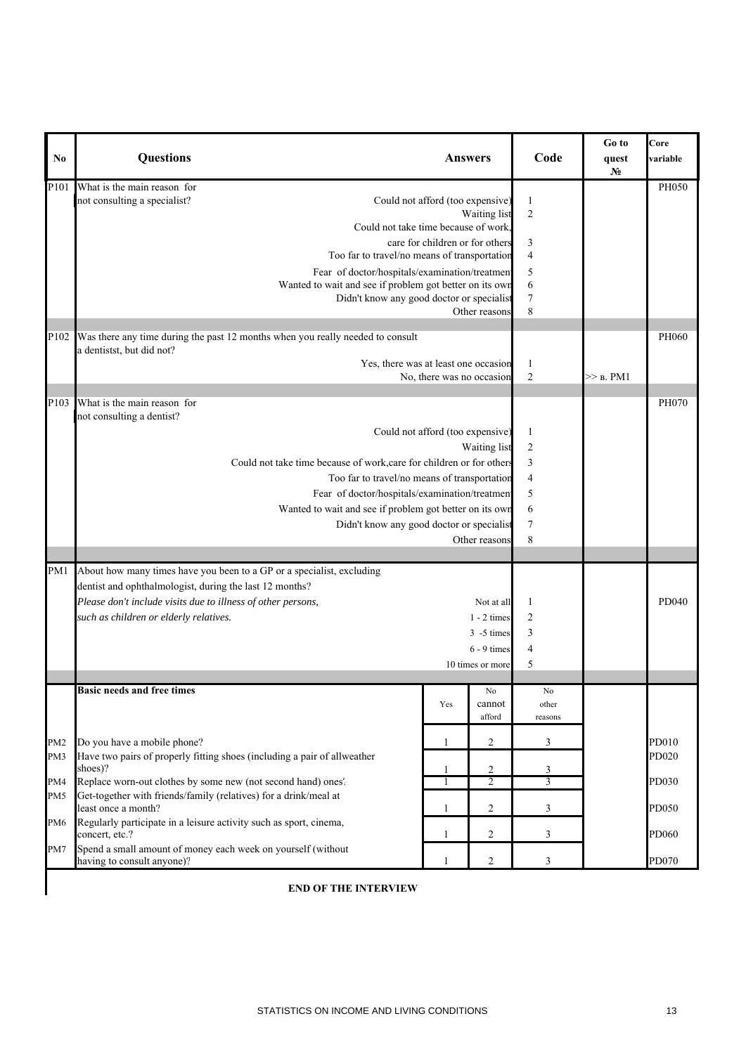| No | Questions | Answers | | Code | Go to quest № | Core variable |
|---|---|---|---|---|---|---|
| P101 | What is the main reason for not consulting a specialist? | | | | | PH050 |
| | | Could not afford (too expensive) | | 1 | | |
| | | Waiting list | | 2 | | |
| | | Could not take time because of work, care for children or for others | | 3 | | |
| | | Too far to travel/no means of transportation | | 4 | | |
| | | Fear of doctor/hospitals/examination/treatment | | 5 | | |
| | | Wanted to wait and see if problem got better on its own | | 6 | | |
| | | Didn't know any good doctor or specialist | | 7 | | |
| | | Other reasons | | 8 | | |
| P102 | Was there any time during the past 12 months when you really needed to consult a dentistst, but did not? | | | | | PH060 |
| | | Yes, there was at least one occasion | | 1 | | |
| | | No, there was no occasion | | 2 | >> в. PM1 | |
| P103 | What is the main reason for not consulting a dentist? | | | | | PH070 |
| | | Could not afford (too expensive) | | 1 | | |
| | | Waiting list | | 2 | | |
| | | Could not take time because of work,care for children or for others | | 3 | | |
| | | Too far to travel/no means of transportation | | 4 | | |
| | | Fear of doctor/hospitals/examination/treatment | | 5 | | |
| | | Wanted to wait and see if problem got better on its own | | 6 | | |
| | | Didn't know any good doctor or specialist | | 7 | | |
| | | Other reasons | | 8 | | |
| PM1 | About how many times have you been to a GP or a specialist, excluding dentist and ophthalmologist, during the last 12 months? *Please don't include visits due to illness of other persons, such as children or elderly relatives.* | | | | | PD040 |
| | | Not at all | | 1 | | |
| | | 1 - 2 times | | 2 | | |
| | | 3 -5 times | | 3 | | |
| | | 6 - 9 times | | 4 | | |
| | | 10 times or more | | 5 | | |
| | **Basic needs and free times** | Yes | No cannot afford | No other reasons | | |
| PM2 | Do you have a mobile phone? | 1 | 2 | 3 | | PD010 |
| PM3 | Have two pairs of properly fitting shoes (including a pair of allweather shoes)? | 1 | 2 | 3 | | PD020 |
| PM4 | Replace worn-out clothes by some new (not second hand) ones? | 1 | 2 | 3 | | PD030 |
| PM5 | Get-together with friends/family (relatives) for a drink/meal at least once a month? | 1 | 2 | 3 | | PD050 |
| PM6 | Regularly participate in a leisure activity such as sport, cinema, concert, etc.? | 1 | 2 | 3 | | PD060 |
| PM7 | Spend a small amount of money each week on yourself (without having to consult anyone)? | 1 | 2 | 3 | | PD070 |

**END OF THE INTERVIEW**